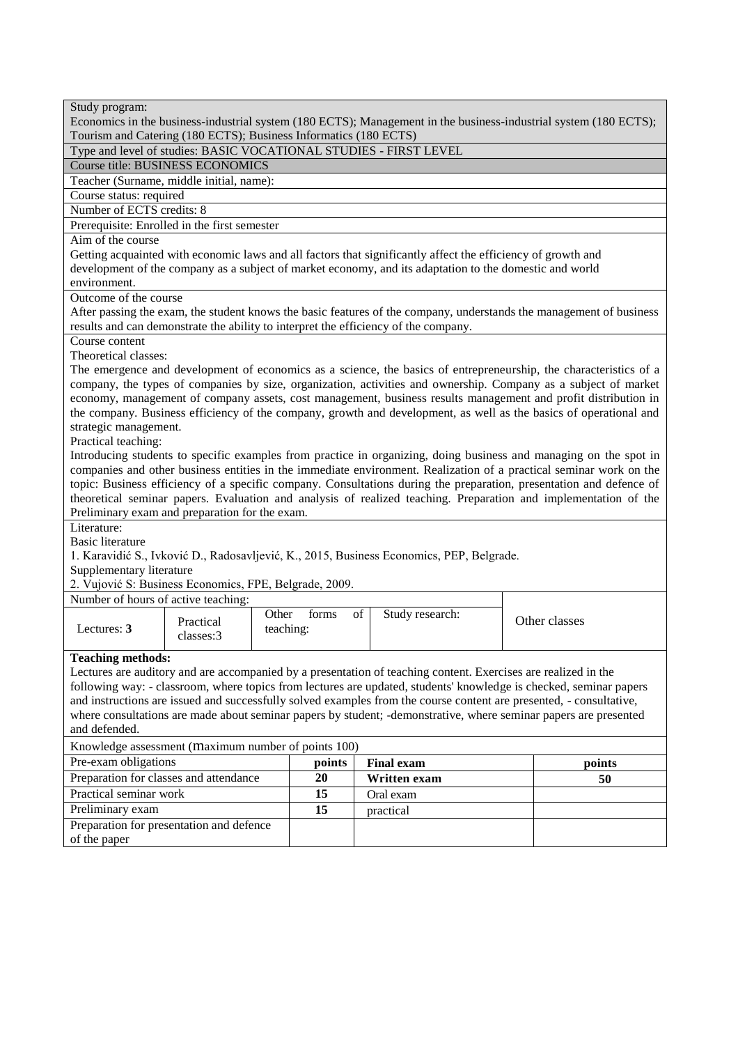Study program:
Economics in the business-industrial system (180 ECTS); Management in the business-industrial system (180 ECTS); Tourism and Catering (180 ECTS); Business Informatics (180 ECTS)

Type and level of studies: BASIC VOCATIONAL STUDIES - FIRST LEVEL

Course title: BUSINESS ECONOMICS

Teacher (Surname, middle initial, name):

Course status: required

Number of ECTS credits: 8

Prerequisite: Enrolled in the first semester

Aim of the course
Getting acquainted with economic laws and all factors that significantly affect the efficiency of growth and development of the company as a subject of market economy, and its adaptation to the domestic and world environment.

Outcome of the course
After passing the exam, the student knows the basic features of the company, understands the management of business results and can demonstrate the ability to interpret the efficiency of the company.

Course content
Theoretical classes:
The emergence and development of economics as a science, the basics of entrepreneurship, the characteristics of a company, the types of companies by size, organization, activities and ownership. Company as a subject of market economy, management of company assets, cost management, business results management and profit distribution in the company. Business efficiency of the company, growth and development, as well as the basics of operational and strategic management.
Practical teaching:
Introducing students to specific examples from practice in organizing, doing business and managing on the spot in companies and other business entities in the immediate environment. Realization of a practical seminar work on the topic: Business efficiency of a specific company. Consultations during the preparation, presentation and defence of theoretical seminar papers. Evaluation and analysis of realized teaching. Preparation and implementation of the Preliminary exam and preparation for the exam.

Literature:
Basic literature
1. Karavidić S., Ivković D., Radosavljević, K., 2015, Business Economics, PEP, Belgrade.
Supplementary literature
2. Vujović S: Business Economics, FPE, Belgrade, 2009.

| Number of hours of active teaching: | | | | Other classes |
|---|---|---|---|---|
| Lectures: **3** | Practical classes:3 | Other forms of teaching: | Study research: | |

**Teaching methods:**
Lectures are auditory and are accompanied by a presentation of teaching content. Exercises are realized in the following way: - classroom, where topics from lectures are updated, students' knowledge is checked, seminar papers and instructions are issued and successfully solved examples from the course content are presented, - consultative, where consultations are made about seminar papers by student; -demonstrative, where seminar papers are presented and defended.

Knowledge assessment (maximum number of points 100)

| Pre-exam obligations | points | **Final exam** | **points** |
|---|---|---|---|
| Preparation for classes and attendance | **20** | **Written exam** | **50** |
| Practical seminar work | **15** | Oral exam | |
| Preliminary exam | **15** | practical | |
| Preparation for presentation and defence of the paper | | | |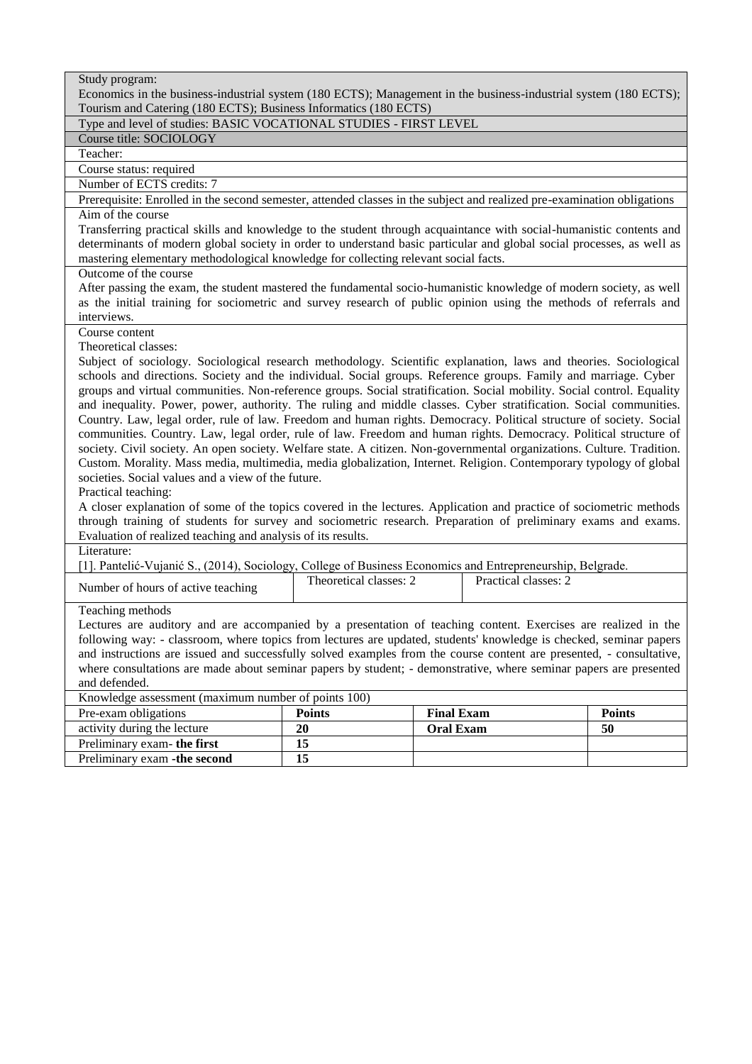Study program:
Economics in the business-industrial system (180 ECTS); Management in the business-industrial system (180 ECTS); Tourism and Catering (180 ECTS); Business Informatics (180 ECTS)

Type and level of studies: BASIC VOCATIONAL STUDIES - FIRST LEVEL

Course title: SOCIOLOGY

Teacher:

Course status: required

Number of ECTS credits: 7

Prerequisite: Enrolled in the second semester, attended classes in the subject and realized pre-examination obligations

Aim of the course

Transferring practical skills and knowledge to the student through acquaintance with social-humanistic contents and determinants of modern global society in order to understand basic particular and global social processes, as well as mastering elementary methodological knowledge for collecting relevant social facts.

Outcome of the course

After passing the exam, the student mastered the fundamental socio-humanistic knowledge of modern society, as well as the initial training for sociometric and survey research of public opinion using the methods of referrals and interviews.

Course content

Theoretical classes:

Subject of sociology. Sociological research methodology. Scientific explanation, laws and theories. Sociological schools and directions. Society and the individual. Social groups. Reference groups. Family and marriage. Cyber groups and virtual communities. Non-reference groups. Social stratification. Social mobility. Social control. Equality and inequality. Power, power, authority. The ruling and middle classes. Cyber stratification. Social communities. Country. Law, legal order, rule of law. Freedom and human rights. Democracy. Political structure of society. Social communities. Country. Law, legal order, rule of law. Freedom and human rights. Democracy. Political structure of society. Civil society. An open society. Welfare state. A citizen. Non-governmental organizations. Culture. Tradition. Custom. Morality. Mass media, multimedia, media globalization, Internet. Religion. Contemporary typology of global societies. Social values and a view of the future.

Practical teaching:

A closer explanation of some of the topics covered in the lectures. Application and practice of sociometric methods through training of students for survey and sociometric research. Preparation of preliminary exams and exams. Evaluation of realized teaching and analysis of its results.

Literature:

[1]. Pantelić-Vujanić S., (2014), Sociology, College of Business Economics and Entrepreneurship, Belgrade.

| Number of hours of active teaching | Theoretical classes: 2 | Practical classes: 2 |
|---|---|---|

Teaching methods

Lectures are auditory and are accompanied by a presentation of teaching content. Exercises are realized in the following way: - classroom, where topics from lectures are updated, students' knowledge is checked, seminar papers and instructions are issued and successfully solved examples from the course content are presented, - consultative, where consultations are made about seminar papers by student; - demonstrative, where seminar papers are presented and defended.

Knowledge assessment (maximum number of points 100)

| Pre-exam obligations | Points | Final Exam | Points |
|---|---|---|---|
| activity during the lecture | **20** | **Oral Exam** | **50** |
| Preliminary exam- **the first** | **15** | | |
| Preliminary exam **-the second** | **15** | | |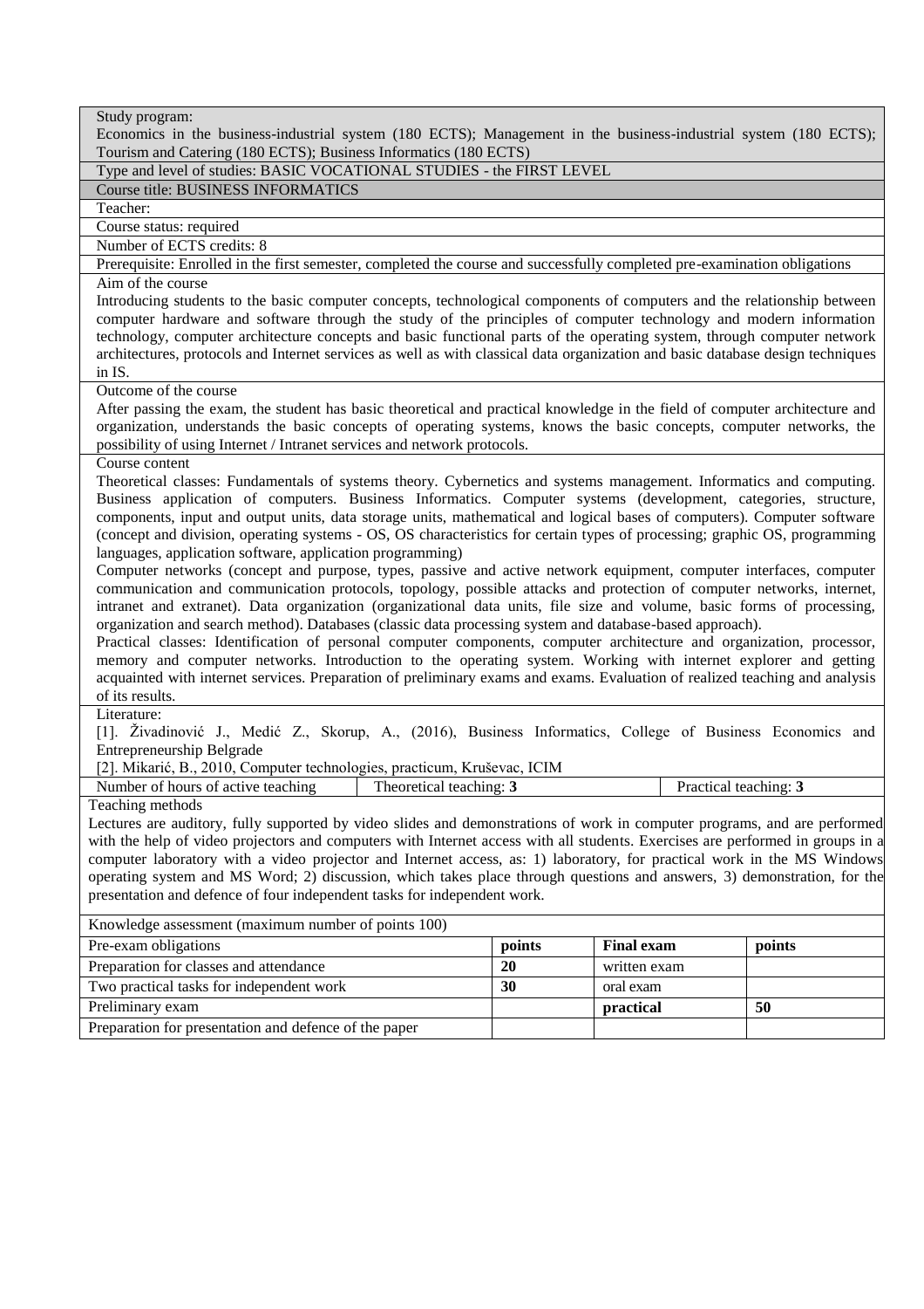Study program:
Economics in the business-industrial system (180 ECTS); Management in the business-industrial system (180 ECTS); Tourism and Catering (180 ECTS); Business Informatics (180 ECTS)

Type and level of studies: BASIC VOCATIONAL STUDIES - the FIRST LEVEL

Course title: BUSINESS INFORMATICS

Teacher:

Course status: required

Number of ECTS credits: 8

Prerequisite: Enrolled in the first semester, completed the course and successfully completed pre-examination obligations

Aim of the course

Introducing students to the basic computer concepts, technological components of computers and the relationship between computer hardware and software through the study of the principles of computer technology and modern information technology, computer architecture concepts and basic functional parts of the operating system, through computer network architectures, protocols and Internet services as well as with classical data organization and basic database design techniques in IS.

Outcome of the course

After passing the exam, the student has basic theoretical and practical knowledge in the field of computer architecture and organization, understands the basic concepts of operating systems, knows the basic concepts, computer networks, the possibility of using Internet / Intranet services and network protocols.

Course content

Theoretical classes: Fundamentals of systems theory. Cybernetics and systems management. Informatics and computing. Business application of computers. Business Informatics. Computer systems (development, categories, structure, components, input and output units, data storage units, mathematical and logical bases of computers). Computer software (concept and division, operating systems - OS, OS characteristics for certain types of processing; graphic OS, programming languages, application software, application programming)

Computer networks (concept and purpose, types, passive and active network equipment, computer interfaces, computer communication and communication protocols, topology, possible attacks and protection of computer networks, internet, intranet and extranet). Data organization (organizational data units, file size and volume, basic forms of processing, organization and search method). Databases (classic data processing system and database-based approach).

Practical classes: Identification of personal computer components, computer architecture and organization, processor, memory and computer networks. Introduction to the operating system. Working with internet explorer and getting acquainted with internet services. Preparation of preliminary exams and exams. Evaluation of realized teaching and analysis of its results.

Literature:

[1]. Živadinović J., Medić Z., Skorup, A., (2016), Business Informatics, College of Business Economics and Entrepreneurship Belgrade

[2]. Mikarić, B., 2010, Computer technologies, practicum, Kruševac, ICIM

| Number of hours of active teaching | Theoretical teaching: **3** | Practical teaching: **3** |
|---|---|---|

Teaching methods

Lectures are auditory, fully supported by video slides and demonstrations of work in computer programs, and are performed with the help of video projectors and computers with Internet access with all students. Exercises are performed in groups in a computer laboratory with a video projector and Internet access, as: 1) laboratory, for practical work in the MS Windows operating system and MS Word; 2) discussion, which takes place through questions and answers, 3) demonstration, for the presentation and defence of four independent tasks for independent work.

| Knowledge assessment (maximum number of points 100) | | | |
|---|---|---|---|
| Pre-exam obligations | **points** | **Final exam** | **points** |
| Preparation for classes and attendance | **20** | written exam | |
| Two practical tasks for independent work | **30** | oral exam | |
| Preliminary exam | | **practical** | **50** |
| Preparation for presentation and defence of the paper | | | |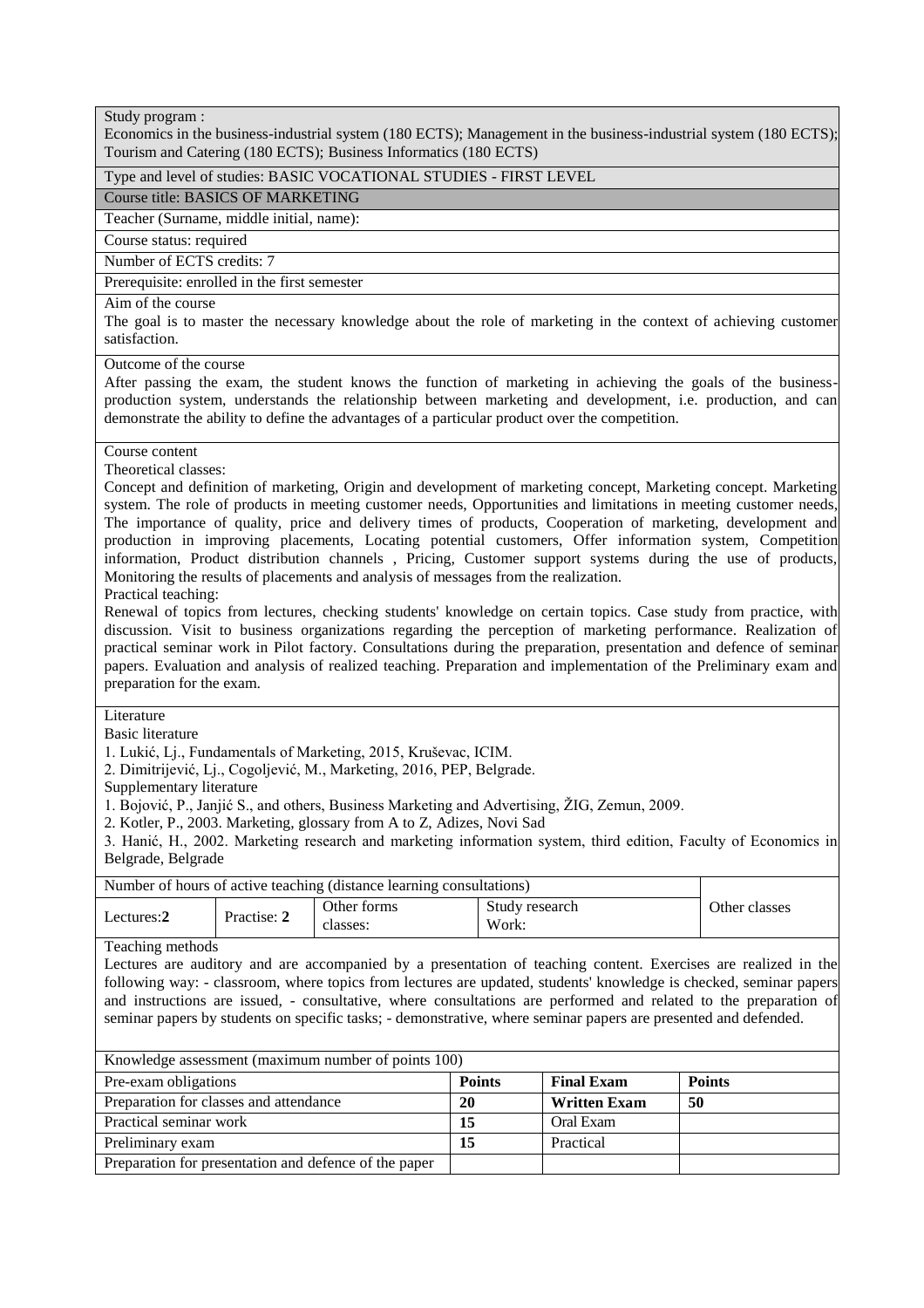Study program :
Economics in the business-industrial system (180 ECTS); Management in the business-industrial system (180 ECTS); Tourism and Catering (180 ECTS); Business Informatics (180 ECTS)

Type and level of studies: BASIC VOCATIONAL STUDIES - FIRST LEVEL

Course title: BASICS OF MARKETING

Teacher (Surname, middle initial, name):

Course status: required

Number of ECTS credits: 7

Prerequisite: enrolled in the first semester

Aim of the course
The goal is to master the necessary knowledge about the role of marketing in the context of achieving customer satisfaction.

Outcome of the course
After passing the exam, the student knows the function of marketing in achieving the goals of the business-production system, understands the relationship between marketing and development, i.e. production, and can demonstrate the ability to define the advantages of a particular product over the competition.

Course content
Theoretical classes:
Concept and definition of marketing, Origin and development of marketing concept, Marketing concept. Marketing system. The role of products in meeting customer needs, Opportunities and limitations in meeting customer needs, The importance of quality, price and delivery times of products, Cooperation of marketing, development and production in improving placements, Locating potential customers, Offer information system, Competition information, Product distribution channels , Pricing, Customer support systems during the use of products, Monitoring the results of placements and analysis of messages from the realization.
Practical teaching:
Renewal of topics from lectures, checking students' knowledge on certain topics. Case study from practice, with discussion. Visit to business organizations regarding the perception of marketing performance. Realization of practical seminar work in Pilot factory. Consultations during the preparation, presentation and defence of seminar papers. Evaluation and analysis of realized teaching. Preparation and implementation of the Preliminary exam and preparation for the exam.

Literature
Basic literature
1. Lukić, Lj., Fundamentals of Marketing, 2015, Kruševac, ICIM.
2. Dimitrijević, Lj., Cogoljević, M., Marketing, 2016, PEP, Belgrade.
Supplementary literature
1. Bojović, P., Janjić S., and others, Business Marketing and Advertising, ŽIG, Zemun, 2009.
2. Kotler, P., 2003. Marketing, glossary from A to Z, Adizes, Novi Sad
3. Hanić, H., 2002. Marketing research and marketing information system, third edition, Faculty of Economics in Belgrade, Belgrade

| Number of hours of active teaching (distance learning consultations) | | | | Other classes |
|---|---|---|---|---|
| Lectures:**2** | Practise: **2** | Other forms classes: | Study research Work: | |

Teaching methods
Lectures are auditory and are accompanied by a presentation of teaching content. Exercises are realized in the following way: - classroom, where topics from lectures are updated, students' knowledge is checked, seminar papers and instructions are issued, - consultative, where consultations are performed and related to the preparation of seminar papers by students on specific tasks; - demonstrative, where seminar papers are presented and defended.

| Knowledge assessment (maximum number of points 100) | | | |
|---|---|---|---|
| Pre-exam obligations | **Points** | **Final Exam** | **Points** |
| Preparation for classes and attendance | **20** | **Written Exam** | **50** |
| Practical seminar work | **15** | Oral Exam | |
| Preliminary exam | **15** | Practical | |
| Preparation for presentation and defence of the paper | | | |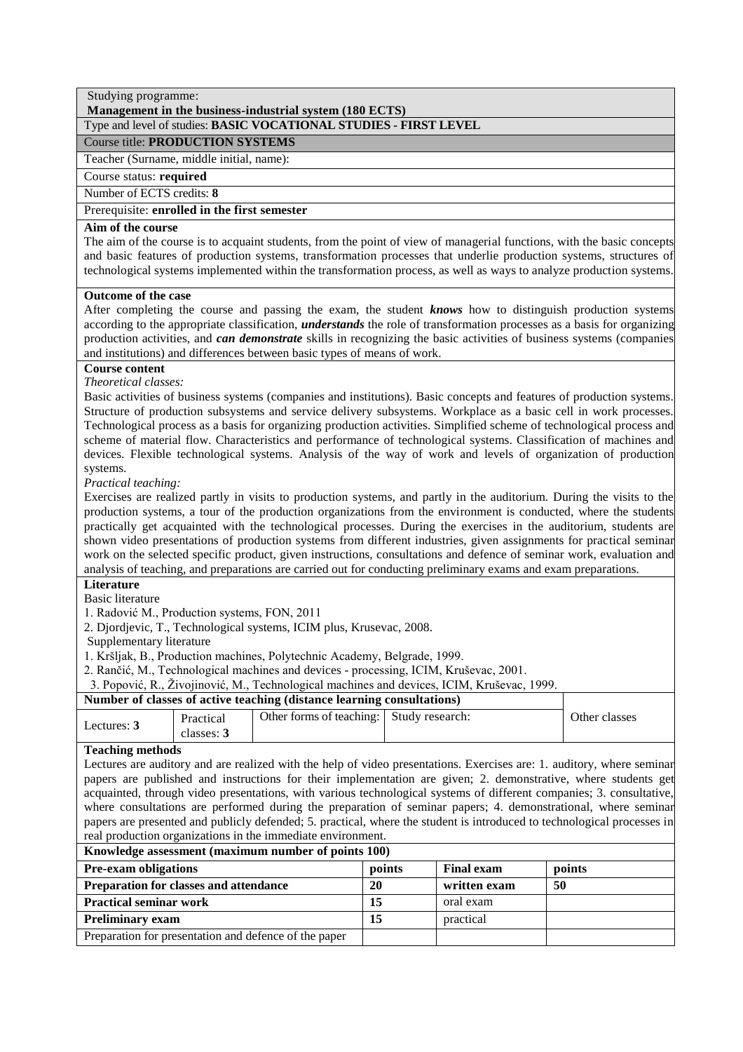Studying programme:
**Management in the business-industrial system (180 ECTS)**

Type and level of studies: **BASIC VOCATIONAL STUDIES - FIRST LEVEL**

Course title: **PRODUCTION SYSTEMS**

Teacher (Surname, middle initial, name):

Course status: **required**

Number of ECTS credits: **8**

Prerequisite: **enrolled in the first semester**

**Aim of the course**

The aim of the course is to acquaint students, from the point of view of managerial functions, with the basic concepts and basic features of production systems, transformation processes that underlie production systems, structures of technological systems implemented within the transformation process, as well as ways to analyze production systems.

**Outcome of the case**

After completing the course and passing the exam, the student ***knows*** how to distinguish production systems according to the appropriate classification, ***understands*** the role of transformation processes as a basis for organizing production activities, and ***can demonstrate*** skills in recognizing the basic activities of business systems (companies and institutions) and differences between basic types of means of work.

**Course content**

*Theoretical classes:*

Basic activities of business systems (companies and institutions). Basic concepts and features of production systems. Structure of production subsystems and service delivery subsystems. Workplace as a basic cell in work processes. Technological process as a basis for organizing production activities. Simplified scheme of technological process and scheme of material flow. Characteristics and performance of technological systems. Classification of machines and devices. Flexible technological systems. Analysis of the way of work and levels of organization of production systems.

*Practical teaching:*

Exercises are realized partly in visits to production systems, and partly in the auditorium. During the visits to the production systems, a tour of the production organizations from the environment is conducted, where the students practically get acquainted with the technological processes. During the exercises in the auditorium, students are shown video presentations of production systems from different industries, given assignments for practical seminar work on the selected specific product, given instructions, consultations and defence of seminar work, evaluation and analysis of teaching, and preparations are carried out for conducting preliminary exams and exam preparations.

**Literature**

Basic literature

1. Radović M., Production systems, FON, 2011
2. Djordjevic, T., Technological systems, ICIM plus, Krusevac, 2008.

Supplementary literature

1. Kršljak, B., Production machines, Polytechnic Academy, Belgrade, 1999.
2. Rančić, M., Technological machines and devices - processing, ICIM, Kruševac, 2001.
3. Popović, R., Živojinović, M., Technological machines and devices, ICIM, Kruševac, 1999.

| Number of classes of active teaching (distance learning consultations) | | | | Other classes |
|---|---|---|---|---|
| Lectures: **3** | Practical classes: **3** | Other forms of teaching: | Study research: | |

**Teaching methods**

Lectures are auditory and are realized with the help of video presentations. Exercises are: 1. auditory, where seminar papers are published and instructions for their implementation are given; 2. demonstrative, where students get acquainted, through video presentations, with various technological systems of different companies; 3. consultative, where consultations are performed during the preparation of seminar papers; 4. demonstrational, where seminar papers are presented and publicly defended; 5. practical, where the student is introduced to technological processes in real production organizations in the immediate environment.

**Knowledge assessment (maximum number of points 100)**

| **Pre-exam obligations** | **points** | **Final exam** | **points** |
|---|---|---|---|
| **Preparation for classes and attendance** | **20** | **written exam** | **50** |
| **Practical seminar work** | **15** | oral exam | |
| **Preliminary exam** | **15** | practical | |
| Preparation for presentation and defence of the paper | | | |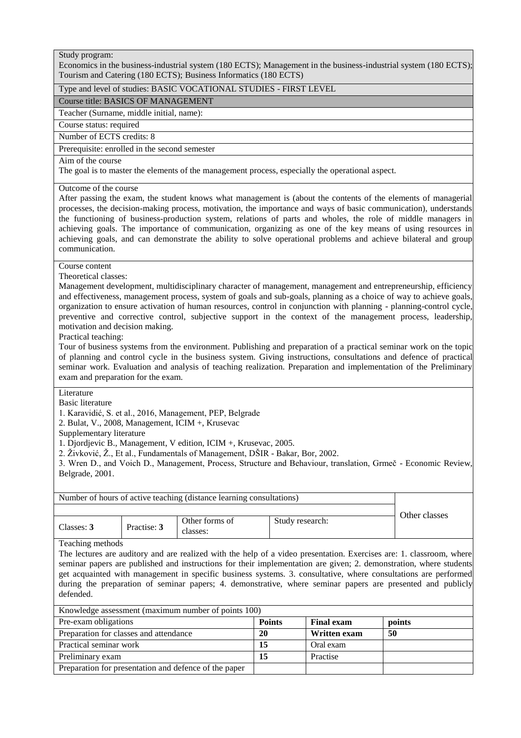Study program:
Economics in the business-industrial system (180 ECTS); Management in the business-industrial system (180 ECTS); Tourism and Catering (180 ECTS); Business Informatics (180 ECTS)

Type and level of studies: BASIC VOCATIONAL STUDIES - FIRST LEVEL

Course title: BASICS OF MANAGEMENT

Teacher (Surname, middle initial, name):

Course status: required

Number of ECTS credits: 8

Prerequisite: enrolled in the second semester

Aim of the course

The goal is to master the elements of the management process, especially the operational aspect.

Outcome of the course

After passing the exam, the student knows what management is (about the contents of the elements of managerial processes, the decision-making process, motivation, the importance and ways of basic communication), understands the functioning of business-production system, relations of parts and wholes, the role of middle managers in achieving goals. The importance of communication, organizing as one of the key means of using resources in achieving goals, and can demonstrate the ability to solve operational problems and achieve bilateral and group communication.

Course content

Theoretical classes:

Management development, multidisciplinary character of management, management and entrepreneurship, efficiency and effectiveness, management process, system of goals and sub-goals, planning as a choice of way to achieve goals, organization to ensure activation of human resources, control in conjunction with planning - planning-control cycle, preventive and corrective control, subjective support in the context of the management process, leadership, motivation and decision making.

Practical teaching:

Tour of business systems from the environment. Publishing and preparation of a practical seminar work on the topic of planning and control cycle in the business system. Giving instructions, consultations and defence of practical seminar work. Evaluation and analysis of teaching realization. Preparation and implementation of the Preliminary exam and preparation for the exam.

Literature

Basic literature

1. Karavidić, S. et al., 2016, Management, PEP, Belgrade
2. Bulat, V., 2008, Management, ICIM +, Krusevac

Supplementary literature

1. Djordjevic B., Management, V edition, ICIM +, Krusevac, 2005.
2. Živković, Ž., Et al., Fundamentals of Management, DŠIR - Bakar, Bor, 2002.
3. Wren D., and Voich D., Management, Process, Structure and Behaviour, translation, Grmeč - Economic Review, Belgrade, 2001.

| Number of hours of active teaching (distance learning consultations) | | | | Other classes |
|---|---|---|---|---|
| Classes: **3** | Practise: **3** | Other forms of classes: | Study research: | |

Teaching methods

The lectures are auditory and are realized with the help of a video presentation. Exercises are: 1. classroom, where seminar papers are published and instructions for their implementation are given; 2. demonstration, where students get acquainted with management in specific business systems. 3. consultative, where consultations are performed during the preparation of seminar papers; 4. demonstrative, where seminar papers are presented and publicly defended.

| Knowledge assessment (maximum number of points 100) | | | |
|---|---|---|---|
| Pre-exam obligations | **Points** | **Final exam** | **points** |
| Preparation for classes and attendance | **20** | **Written exam** | **50** |
| Practical seminar work | **15** | Oral exam | |
| Preliminary exam | **15** | Practise | |
| Preparation for presentation and defence of the paper | | | |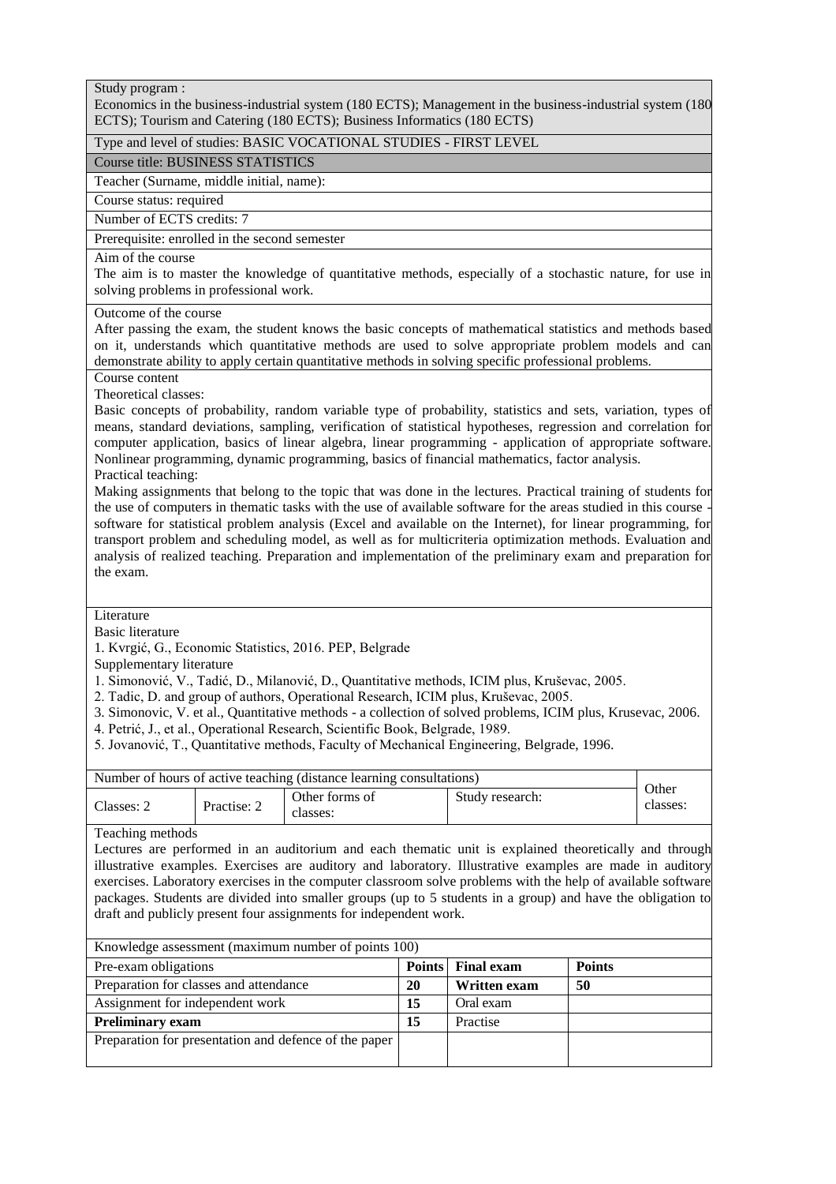Study program :
Economics in the business-industrial system (180 ECTS); Management in the business-industrial system (180 ECTS); Tourism and Catering (180 ECTS); Business Informatics (180 ECTS)

Type and level of studies: BASIC VOCATIONAL STUDIES - FIRST LEVEL

Course title: BUSINESS STATISTICS

Teacher (Surname, middle initial, name):

Course status: required

Number of ECTS credits: 7

Prerequisite: enrolled in the second semester

Aim of the course
The aim is to master the knowledge of quantitative methods, especially of a stochastic nature, for use in solving problems in professional work.

Outcome of the course
After passing the exam, the student knows the basic concepts of mathematical statistics and methods based on it, understands which quantitative methods are used to solve appropriate problem models and can demonstrate ability to apply certain quantitative methods in solving specific professional problems.

Course content
Theoretical classes:
Basic concepts of probability, random variable type of probability, statistics and sets, variation, types of means, standard deviations, sampling, verification of statistical hypotheses, regression and correlation for computer application, basics of linear algebra, linear programming - application of appropriate software. Nonlinear programming, dynamic programming, basics of financial mathematics, factor analysis.
Practical teaching:
Making assignments that belong to the topic that was done in the lectures. Practical training of students for the use of computers in thematic tasks with the use of available software for the areas studied in this course - software for statistical problem analysis (Excel and available on the Internet), for linear programming, for transport problem and scheduling model, as well as for multicriteria optimization methods. Evaluation and analysis of realized teaching. Preparation and implementation of the preliminary exam and preparation for the exam.

Literature
Basic literature
1. Kvrgić, G., Economic Statistics, 2016. PEP, Belgrade
Supplementary literature
1. Simonović, V., Tadić, D., Milanović, D., Quantitative methods, ICIM plus, Kruševac, 2005.
2. Tadic, D. and group of authors, Operational Research, ICIM plus, Kruševac, 2005.
3. Simonovic, V. et al., Quantitative methods - a collection of solved problems, ICIM plus, Krusevac, 2006.
4. Petrić, J., et al., Operational Research, Scientific Book, Belgrade, 1989.
5. Jovanović, T., Quantitative methods, Faculty of Mechanical Engineering, Belgrade, 1996.

| Number of hours of active teaching (distance learning consultations) | | | | Other classes: |
|---|---|---|---|---|
| Classes: 2 | Practise: 2 | Other forms of classes: | Study research: | |

Teaching methods
Lectures are performed in an auditorium and each thematic unit is explained theoretically and through illustrative examples. Exercises are auditory and laboratory. Illustrative examples are made in auditory exercises. Laboratory exercises in the computer classroom solve problems with the help of available software packages. Students are divided into smaller groups (up to 5 students in a group) and have the obligation to draft and publicly present four assignments for independent work.

| Knowledge assessment (maximum number of points 100) | | | |
|---|---|---|---|
| Pre-exam obligations | **Points** | **Final exam** | **Points** |
| Preparation for classes and attendance | **20** | **Written exam** | **50** |
| Assignment for independent work | **15** | Oral exam | |
| **Preliminary exam** | **15** | Practise | |
| Preparation for presentation and defence of the paper | | | |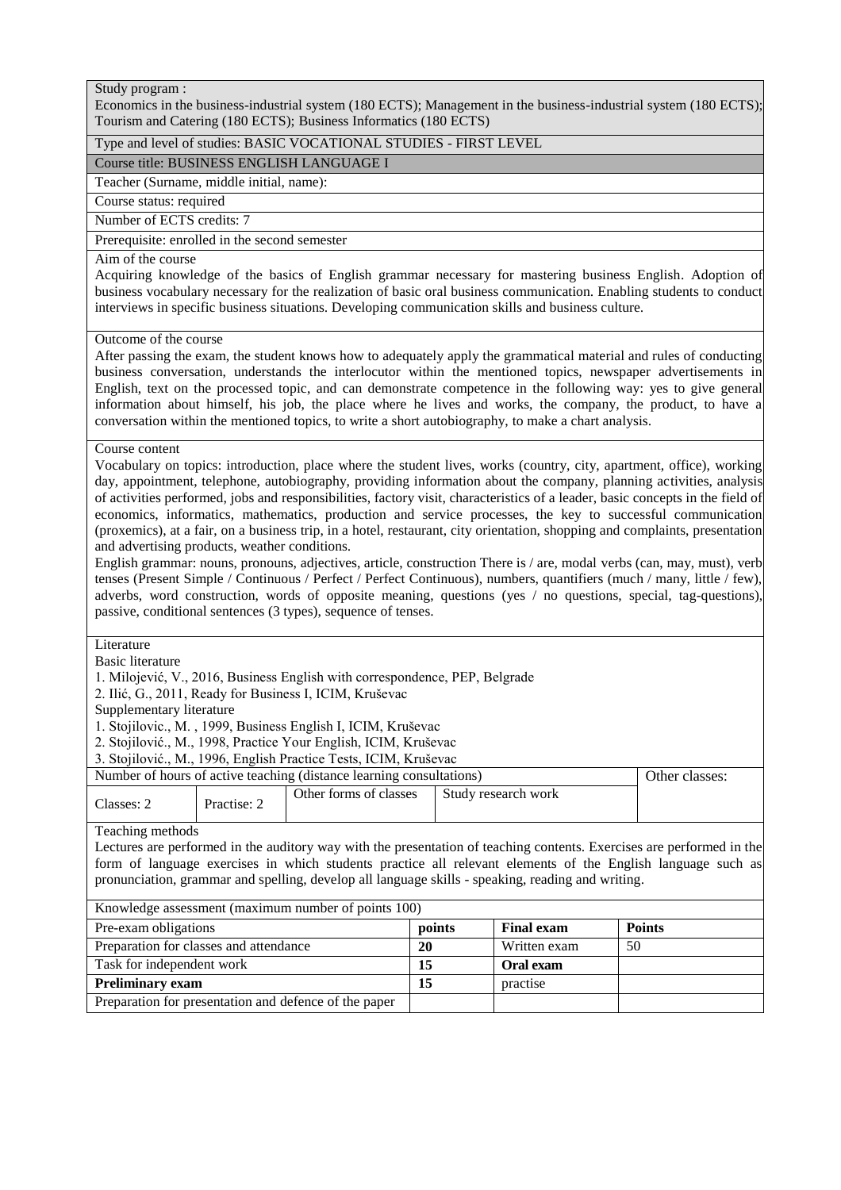Study program :
Economics in the business-industrial system (180 ECTS); Management in the business-industrial system (180 ECTS); Tourism and Catering (180 ECTS); Business Informatics (180 ECTS)

Type and level of studies: BASIC VOCATIONAL STUDIES - FIRST LEVEL

Course title: BUSINESS ENGLISH LANGUAGE I

Teacher (Surname, middle initial, name):

Course status: required

Number of ECTS credits: 7

Prerequisite: enrolled in the second semester

Aim of the course
Acquiring knowledge of the basics of English grammar necessary for mastering business English. Adoption of business vocabulary necessary for the realization of basic oral business communication. Enabling students to conduct interviews in specific business situations. Developing communication skills and business culture.

Outcome of the course
After passing the exam, the student knows how to adequately apply the grammatical material and rules of conducting business conversation, understands the interlocutor within the mentioned topics, newspaper advertisements in English, text on the processed topic, and can demonstrate competence in the following way: yes to give general information about himself, his job, the place where he lives and works, the company, the product, to have a conversation within the mentioned topics, to write a short autobiography, to make a chart analysis.

Course content
Vocabulary on topics: introduction, place where the student lives, works (country, city, apartment, office), working day, appointment, telephone, autobiography, providing information about the company, planning activities, analysis of activities performed, jobs and responsibilities, factory visit, characteristics of a leader, basic concepts in the field of economics, informatics, mathematics, production and service processes, the key to successful communication (proxemics), at a fair, on a business trip, in a hotel, restaurant, city orientation, shopping and complaints, presentation and advertising products, weather conditions.
English grammar: nouns, pronouns, adjectives, article, construction There is / are, modal verbs (can, may, must), verb tenses (Present Simple / Continuous / Perfect / Perfect Continuous), numbers, quantifiers (much / many, little / few), adverbs, word construction, words of opposite meaning, questions (yes / no questions, special, tag-questions), passive, conditional sentences (3 types), sequence of tenses.

Literature
Basic literature
1. Milojević, V., 2016, Business English with correspondence, PEP, Belgrade
2. Ilić, G., 2011, Ready for Business I, ICIM, Kruševac
Supplementary literature
1. Stojilovic., M. , 1999, Business English I, ICIM, Kruševac
2. Stojilović., M., 1998, Practice Your English, ICIM, Kruševac
3. Stojilović., M., 1996, English Practice Tests, ICIM, Kruševac

| Number of hours of active teaching (distance learning consultations) | | | | Other classes: |
|---|---|---|---|---|
| Classes: 2 | Practise: 2 | Other forms of classes | Study research work | |

Teaching methods
Lectures are performed in the auditory way with the presentation of teaching contents. Exercises are performed in the form of language exercises in which students practice all relevant elements of the English language such as pronunciation, grammar and spelling, develop all language skills - speaking, reading and writing.

| Knowledge assessment (maximum number of points 100) | | | |
|---|---|---|---|
| Pre-exam obligations | points | **Final exam** | **Points** |
| Preparation for classes and attendance | **20** | Written exam | 50 |
| Task for independent work | **15** | **Oral exam** | |
| **Preliminary exam** | **15** | practise | |
| Preparation for presentation and defence of the paper | | | |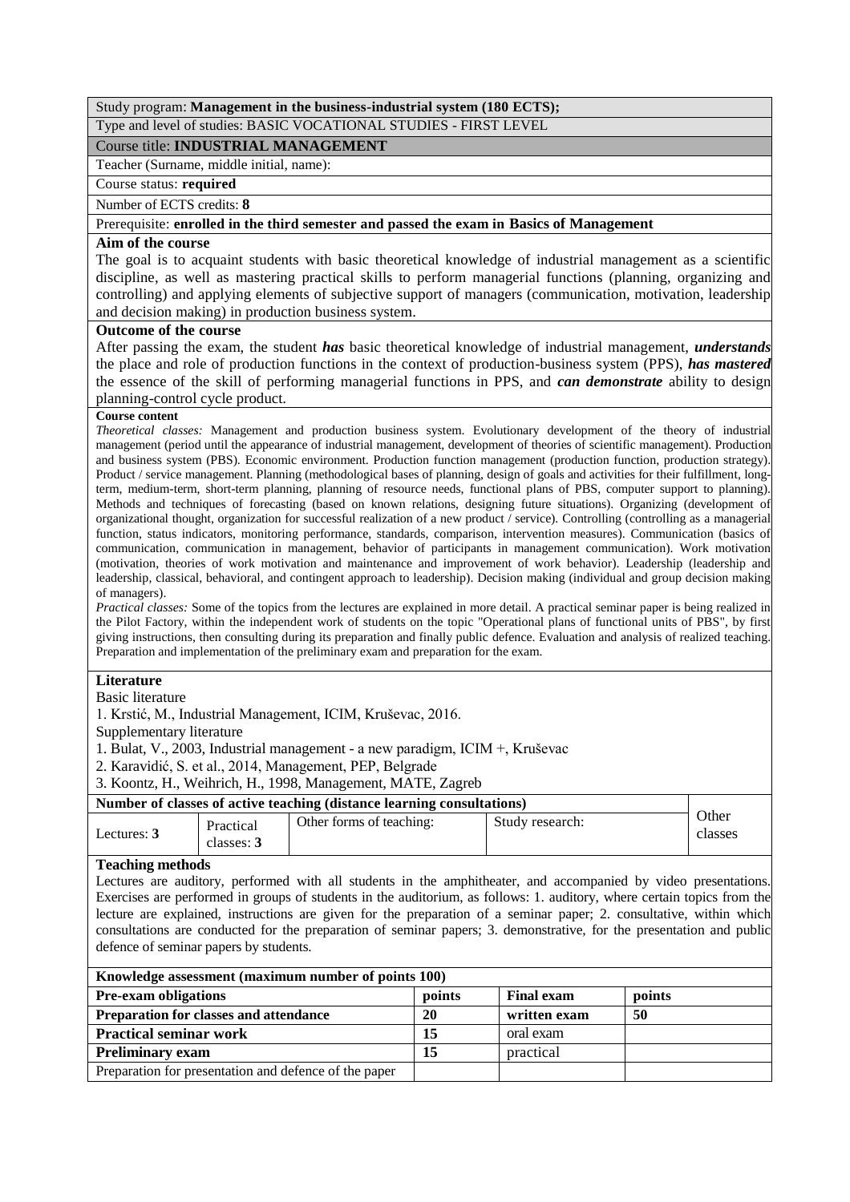Study program: **Management in the business-industrial system (180 ECTS);**

Type and level of studies: BASIC VOCATIONAL STUDIES - FIRST LEVEL

Course title: **INDUSTRIAL MANAGEMENT**

Teacher (Surname, middle initial, name):

Course status: **required**

Number of ECTS credits: **8**

Prerequisite: **enrolled in the third semester and passed the exam in Basics of Management**

**Aim of the course**

The goal is to acquaint students with basic theoretical knowledge of industrial management as a scientific discipline, as well as mastering practical skills to perform managerial functions (planning, organizing and controlling) and applying elements of subjective support of managers (communication, motivation, leadership and decision making) in production business system.

**Outcome of the course**

After passing the exam, the student ***has*** basic theoretical knowledge of industrial management, ***understands*** the place and role of production functions in the context of production-business system (PPS), ***has mastered*** the essence of the skill of performing managerial functions in PPS, and ***can demonstrate*** ability to design planning-control cycle product.

**Course content**

*Theoretical classes:* Management and production business system. Evolutionary development of the theory of industrial management (period until the appearance of industrial management, development of theories of scientific management). Production and business system (PBS). Economic environment. Production function management (production function, production strategy). Product / service management. Planning (methodological bases of planning, design of goals and activities for their fulfillment, long-term, medium-term, short-term planning, planning of resource needs, functional plans of PBS, computer support to planning). Methods and techniques of forecasting (based on known relations, designing future situations). Organizing (development of organizational thought, organization for successful realization of a new product / service). Controlling (controlling as a managerial function, status indicators, monitoring performance, standards, comparison, intervention measures). Communication (basics of communication, communication in management, behavior of participants in management communication). Work motivation (motivation, theories of work motivation and maintenance and improvement of work behavior). Leadership (leadership and leadership, classical, behavioral, and contingent approach to leadership). Decision making (individual and group decision making of managers).

*Practical classes:* Some of the topics from the lectures are explained in more detail. A practical seminar paper is being realized in the Pilot Factory, within the independent work of students on the topic "Operational plans of functional units of PBS", by first giving instructions, then consulting during its preparation and finally public defence. Evaluation and analysis of realized teaching. Preparation and implementation of the preliminary exam and preparation for the exam.

**Literature**

Basic literature

1. Krstić, M., Industrial Management, ICIM, Kruševac, 2016.

Supplementary literature

1. Bulat, V., 2003, Industrial management - a new paradigm, ICIM +, Kruševac
2. Karavidić, S. et al., 2014, Management, PEP, Belgrade
3. Koontz, H., Weihrich, H., 1998, Management, MATE, Zagreb

| Number of classes of active teaching (distance learning consultations) | | | | Other classes |
|---|---|---|---|---|
| Lectures: **3** | Practical classes: **3** | Other forms of teaching: | Study research: | |

**Teaching methods**

Lectures are auditory, performed with all students in the amphitheater, and accompanied by video presentations. Exercises are performed in groups of students in the auditorium, as follows: 1. auditory, where certain topics from the lecture are explained, instructions are given for the preparation of a seminar paper; 2. consultative, within which consultations are conducted for the preparation of seminar papers; 3. demonstrative, for the presentation and public defence of seminar papers by students.

| Knowledge assessment (maximum number of points 100) | | | |
|---|---|---|---|
| **Pre-exam obligations** | **points** | **Final exam** | **points** |
| **Preparation for classes and attendance** | **20** | **written exam** | **50** |
| **Practical seminar work** | **15** | oral exam | |
| **Preliminary exam** | **15** | practical | |
| Preparation for presentation and defence of the paper | | | |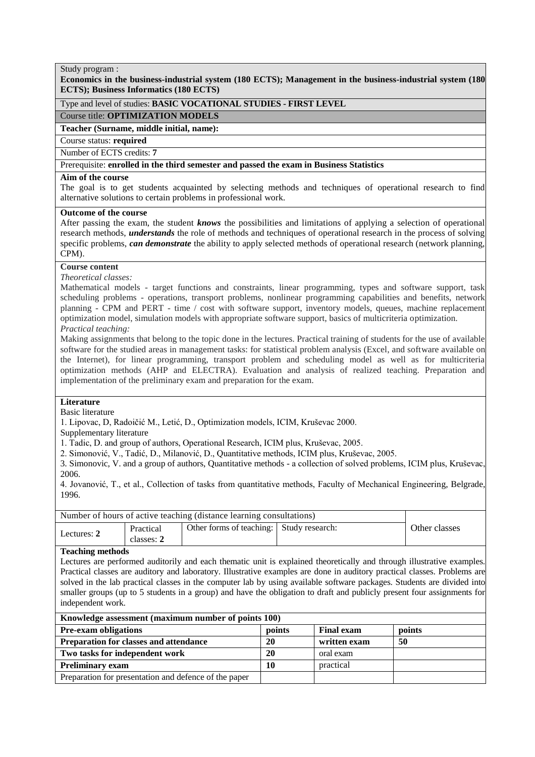Study program :

**Economics in the business-industrial system (180 ECTS); Management in the business-industrial system (180 ECTS); Business Informatics (180 ECTS)**

Type and level of studies: **BASIC VOCATIONAL STUDIES - FIRST LEVEL**

Course title: **OPTIMIZATION MODELS**

**Teacher (Surname, middle initial, name):**

Course status: **required**

Number of ECTS credits: **7**

Prerequisite: **enrolled in the third semester and passed the exam in Business Statistics**

**Aim of the course**

The goal is to get students acquainted by selecting methods and techniques of operational research to find alternative solutions to certain problems in professional work.

**Outcome of the course**

After passing the exam, the student ***knows*** the possibilities and limitations of applying a selection of operational research methods, ***understands*** the role of methods and techniques of operational research in the process of solving specific problems, ***can demonstrate*** the ability to apply selected methods of operational research (network planning, CPM).

**Course content**

*Theoretical classes:*

Mathematical models - target functions and constraints, linear programming, types and software support, task scheduling problems - operations, transport problems, nonlinear programming capabilities and benefits, network planning - CPM and PERT - time / cost with software support, inventory models, queues, machine replacement optimization model, simulation models with appropriate software support, basics of multicriteria optimization.

*Practical teaching:*

Making assignments that belong to the topic done in the lectures. Practical training of students for the use of available software for the studied areas in management tasks: for statistical problem analysis (Excel, and software available on the Internet), for linear programming, transport problem and scheduling model as well as for multicriteria optimization methods (AHP and ELECTRA). Evaluation and analysis of realized teaching. Preparation and implementation of the preliminary exam and preparation for the exam.

**Literature**

Basic literature

1. Lipovac, D, Radoičić M., Letić, D., Optimization models, ICIM, Kruševac 2000.

Supplementary literature

1. Tadic, D. and group of authors, Operational Research, ICIM plus, Kruševac, 2005.
2. Simonović, V., Tadić, D., Milanović, D., Quantitative methods, ICIM plus, Kruševac, 2005.
3. Simonovic, V. and a group of authors, Quantitative methods - a collection of solved problems, ICIM plus, Kruševac, 2006.
4. Jovanović, T., et al., Collection of tasks from quantitative methods, Faculty of Mechanical Engineering, Belgrade, 1996.

| Number of hours of active teaching (distance learning consultations) | | | | Other classes |
|---|---|---|---|---|
| Lectures: **2** | Practical classes: **2** | Other forms of teaching: | Study research: | |

**Teaching methods**

Lectures are performed auditorily and each thematic unit is explained theoretically and through illustrative examples. Practical classes are auditory and laboratory. Illustrative examples are done in auditory practical classes. Problems are solved in the lab practical classes in the computer lab by using available software packages. Students are divided into smaller groups (up to 5 students in a group) and have the obligation to draft and publicly present four assignments for independent work.

| **Knowledge assessment (maximum number of points 100)** | | | |
|---|---|---|---|
| **Pre-exam obligations** | **points** | **Final exam** | **points** |
| **Preparation for classes and attendance** | **20** | **written exam** | **50** |
| **Two tasks for independent work** | **20** | oral exam | |
| **Preliminary exam** | **10** | practical | |
| Preparation for presentation and defence of the paper | | | |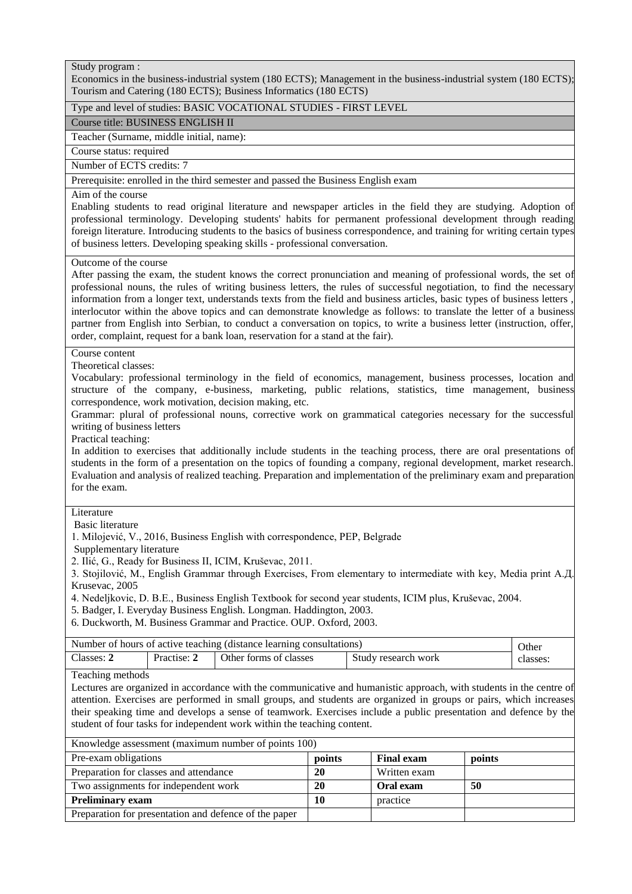Study program :
Economics in the business-industrial system (180 ECTS); Management in the business-industrial system (180 ECTS); Tourism and Catering (180 ECTS); Business Informatics (180 ECTS)

Type and level of studies: BASIC VOCATIONAL STUDIES - FIRST LEVEL

Course title: BUSINESS ENGLISH II

Teacher (Surname, middle initial, name):

Course status: required

Number of ECTS credits: 7

Prerequisite: enrolled in the third semester and passed the Business English exam

Aim of the course

Enabling students to read original literature and newspaper articles in the field they are studying. Adoption of professional terminology. Developing students' habits for permanent professional development through reading foreign literature. Introducing students to the basics of business correspondence, and training for writing certain types of business letters. Developing speaking skills - professional conversation.

Outcome of the course

After passing the exam, the student knows the correct pronunciation and meaning of professional words, the set of professional nouns, the rules of writing business letters, the rules of successful negotiation, to find the necessary information from a longer text, understands texts from the field and business articles, basic types of business letters , interlocutor within the above topics and can demonstrate knowledge as follows: to translate the letter of a business partner from English into Serbian, to conduct a conversation on topics, to write a business letter (instruction, offer, order, complaint, request for a bank loan, reservation for a stand at the fair).

Course content

Theoretical classes:

Vocabulary: professional terminology in the field of economics, management, business processes, location and structure of the company, e-business, marketing, public relations, statistics, time management, business correspondence, work motivation, decision making, etc.

Grammar: plural of professional nouns, corrective work on grammatical categories necessary for the successful writing of business letters

Practical teaching:

In addition to exercises that additionally include students in the teaching process, there are oral presentations of students in the form of a presentation on the topics of founding a company, regional development, market research. Evaluation and analysis of realized teaching. Preparation and implementation of the preliminary exam and preparation for the exam.

Literature

Basic literature

1. Milojević, V., 2016, Business English with correspondence, PEP, Belgrade

Supplementary literature

2. Ilić, G., Ready for Business II, ICIM, Kruševac, 2011.
3. Stojilović, M., English Grammar through Exercises, From elementary to intermediate with key, Media print A.Д. Krusevac, 2005
4. Nedeljkovic, D. B.E., Business English Textbook for second year students, ICIM plus, Kruševac, 2004.
5. Badger, I. Everyday Business English. Longman. Haddington, 2003.
6. Duckworth, M. Business Grammar and Practice. OUP. Oxford, 2003.

| Number of hours of active teaching (distance learning consultations) | | | | Other classes: |
|---|---|---|---|---|
| Classes: **2** | Practise: **2** | Other forms of classes | Study research work | |

Teaching methods

Lectures are organized in accordance with the communicative and humanistic approach, with students in the centre of attention. Exercises are performed in small groups, and students are organized in groups or pairs, which increases their speaking time and develops a sense of teamwork. Exercises include a public presentation and defence by the student of four tasks for independent work within the teaching content.

| Knowledge assessment (maximum number of points 100) | | | |
|---|---|---|---|
| Pre-exam obligations | **points** | **Final exam** | **points** |
| Preparation for classes and attendance | **20** | Written exam | |
| Two assignments for independent work | **20** | **Oral exam** | **50** |
| **Preliminary exam** | **10** | practice | |
| Preparation for presentation and defence of the paper | | | |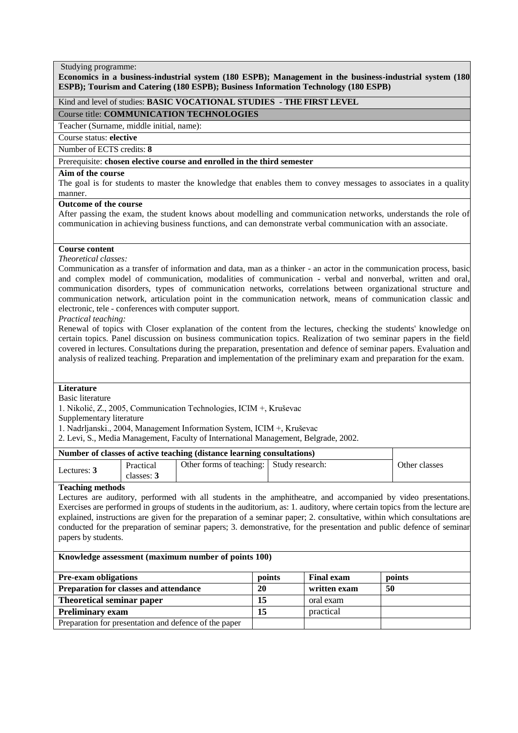Studying programme:

**Economics in a business-industrial system (180 ESPB); Management in the business-industrial system (180 ESPB); Tourism and Catering (180 ESPB); Business Information Technology (180 ESPB)**

Kind and level of studies: **BASIC VOCATIONAL STUDIES - THE FIRST LEVEL**

Course title: **COMMUNICATION TECHNOLOGIES**

Teacher (Surname, middle initial, name):

Course status: **elective**

Number of ECTS credits: **8**

Prerequisite: **chosen elective course and enrolled in the third semester**

**Aim of the course**

The goal is for students to master the knowledge that enables them to convey messages to associates in a quality manner.

**Outcome of the course**

After passing the exam, the student knows about modelling and communication networks, understands the role of communication in achieving business functions, and can demonstrate verbal communication with an associate.

**Course content**

*Theoretical classes:*

Communication as a transfer of information and data, man as a thinker - an actor in the communication process, basic and complex model of communication, modalities of communication - verbal and nonverbal, written and oral, communication disorders, types of communication networks, correlations between organizational structure and communication network, articulation point in the communication network, means of communication classic and electronic, tele - conferences with computer support.

*Practical teaching:*

Renewal of topics with Closer explanation of the content from the lectures, checking the students' knowledge on certain topics. Panel discussion on business communication topics. Realization of two seminar papers in the field covered in lectures. Consultations during the preparation, presentation and defence of seminar papers. Evaluation and analysis of realized teaching. Preparation and implementation of the preliminary exam and preparation for the exam.

**Literature**

Basic literature

1. Nikolić, Z., 2005, Communication Technologies, ICIM +, Kruševac

Supplementary literature

1. Nadrljanski., 2004, Management Information System, ICIM +, Kruševac
2. Levi, S., Media Management, Faculty of International Management, Belgrade, 2002.

| **Number of classes of active teaching (distance learning consultations)** | | | | Other classes |
|---|---|---|---|---|
| Lectures: **3** | Practical classes: **3** | Other forms of teaching: | Study research: | |

**Teaching methods**

Lectures are auditory, performed with all students in the amphitheatre, and accompanied by video presentations. Exercises are performed in groups of students in the auditorium, as: 1. auditory, where certain topics from the lecture are explained, instructions are given for the preparation of a seminar paper; 2. consultative, within which consultations are conducted for the preparation of seminar papers; 3. demonstrative, for the presentation and public defence of seminar papers by students.

**Knowledge assessment (maximum number of points 100)**

| **Pre-exam obligations** | **points** | **Final exam** | **points** |
|---|---|---|---|
| **Preparation for classes and attendance** | **20** | **written exam** | **50** |
| **Theoretical seminar paper** | **15** | oral exam | |
| **Preliminary exam** | **15** | practical | |
| Preparation for presentation and defence of the paper | | | |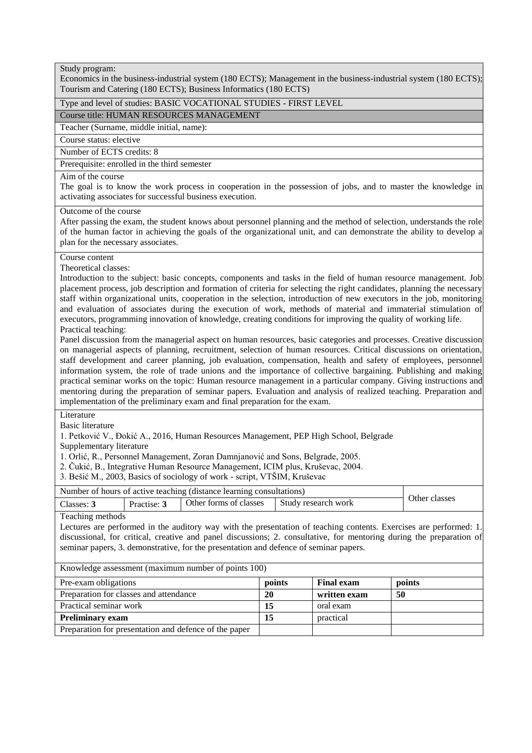Study program:
Economics in the business-industrial system (180 ECTS); Management in the business-industrial system (180 ECTS); Tourism and Catering (180 ECTS); Business Informatics (180 ECTS)

Type and level of studies: BASIC VOCATIONAL STUDIES - FIRST LEVEL

Course title: HUMAN RESOURCES MANAGEMENT

Teacher (Surname, middle initial, name):

Course status: elective

Number of ECTS credits: 8

Prerequisite: enrolled in the third semester

Aim of the course
The goal is to know the work process in cooperation in the possession of jobs, and to master the knowledge in activating associates for successful business execution.

Outcome of the course
After passing the exam, the student knows about personnel planning and the method of selection, understands the role of the human factor in achieving the goals of the organizational unit, and can demonstrate the ability to develop a plan for the necessary associates.

Course content
Theoretical classes:
Introduction to the subject: basic concepts, components and tasks in the field of human resource management. Job placement process, job description and formation of criteria for selecting the right candidates, planning the necessary staff within organizational units, cooperation in the selection, introduction of new executors in the job, monitoring and evaluation of associates during the execution of work, methods of material and immaterial stimulation of executors, programming innovation of knowledge, creating conditions for improving the quality of working life.
Practical teaching:
Panel discussion from the managerial aspect on human resources, basic categories and processes. Creative discussion on managerial aspects of planning, recruitment, selection of human resources. Critical discussions on orientation, staff development and career planning, job evaluation, compensation, health and safety of employees, personnel information system, the role of trade unions and the importance of collective bargaining. Publishing and making practical seminar works on the topic: Human resource management in a particular company. Giving instructions and mentoring during the preparation of seminar papers. Evaluation and analysis of realized teaching. Preparation and implementation of the preliminary exam and final preparation for the exam.

Literature
Basic literature
1. Petković V., Đokić A., 2016, Human Resources Management, PEP High School, Belgrade
Supplementary literature
1. Orlić, R., Personnel Management, Zoran Damnjanović and Sons, Belgrade, 2005.
2. Čukić, B., Integrative Human Resource Management, ICIM plus, Kruševac, 2004.
3. Bešić M., 2003, Basics of sociology of work - script, VTŠIM, Kruševac

| Number of hours of active teaching (distance learning consultations) | | | | Other classes |
|---|---|---|---|---|
| Classes: **3** | Practise: **3** | Other forms of classes | Study research work | |

Teaching methods
Lectures are performed in the auditory way with the presentation of teaching contents. Exercises are performed: 1. discussional, for critical, creative and panel discussions; 2. consultative, for mentoring during the preparation of seminar papers, 3. demonstrative, for the presentation and defence of seminar papers.

Knowledge assessment (maximum number of points 100)

| Pre-exam obligations | points | Final exam | points |
|---|---|---|---|
| Preparation for classes and attendance | **20** | **written exam** | **50** |
| Practical seminar work | **15** | oral exam | |
| **Preliminary exam** | **15** | practical | |
| Preparation for presentation and defence of the paper | | | |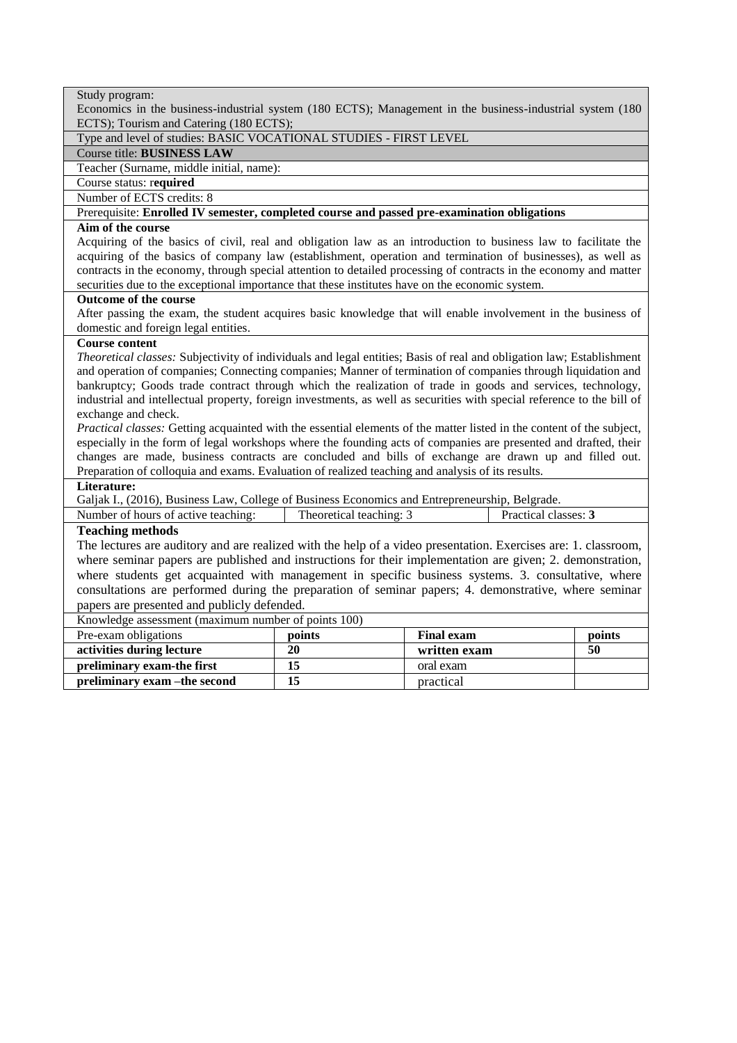Study program:
Economics in the business-industrial system (180 ECTS); Management in the business-industrial system (180 ECTS); Tourism and Catering (180 ECTS);

Type and level of studies: BASIC VOCATIONAL STUDIES - FIRST LEVEL

Course title: **BUSINESS LAW**

Teacher (Surname, middle initial, name):

Course status: r**equired**

Number of ECTS credits: 8

Prerequisite: **Enrolled IV semester, completed course and passed pre-examination obligations**

**Aim of the course**

Acquiring of the basics of civil, real and obligation law as an introduction to business law to facilitate the acquiring of the basics of company law (establishment, operation and termination of businesses), as well as contracts in the economy, through special attention to detailed processing of contracts in the economy and matter securities due to the exceptional importance that these institutes have on the economic system.

**Outcome of the course**

After passing the exam, the student acquires basic knowledge that will enable involvement in the business of domestic and foreign legal entities.

**Course content**

*Theoretical classes:* Subjectivity of individuals and legal entities; Basis of real and obligation law; Establishment and operation of companies; Connecting companies; Manner of termination of companies through liquidation and bankruptcy; Goods trade contract through which the realization of trade in goods and services, technology, industrial and intellectual property, foreign investments, as well as securities with special reference to the bill of exchange and check.

*Practical classes:* Getting acquainted with the essential elements of the matter listed in the content of the subject, especially in the form of legal workshops where the founding acts of companies are presented and drafted, their changes are made, business contracts are concluded and bills of exchange are drawn up and filled out. Preparation of colloquia and exams. Evaluation of realized teaching and analysis of its results.

**Literature:**

Galjak I., (2016), Business Law, College of Business Economics and Entrepreneurship, Belgrade.

| Number of hours of active teaching: | Theoretical teaching: 3 | Practical classes: **3** |
|---|---|---|

**Teaching methods**

The lectures are auditory and are realized with the help of a video presentation. Exercises are: 1. classroom, where seminar papers are published and instructions for their implementation are given; 2. demonstration, where students get acquainted with management in specific business systems. 3. consultative, where consultations are performed during the preparation of seminar papers; 4. demonstrative, where seminar papers are presented and publicly defended.

Knowledge assessment (maximum number of points 100)

| Pre-exam obligations | points | **Final exam** | **points** |
|---|---|---|---|
| **activities during lecture** | **20** | **written exam** | **50** |
| **preliminary exam-the first** | **15** | oral exam | |
| **preliminary exam –the second** | **15** | practical | |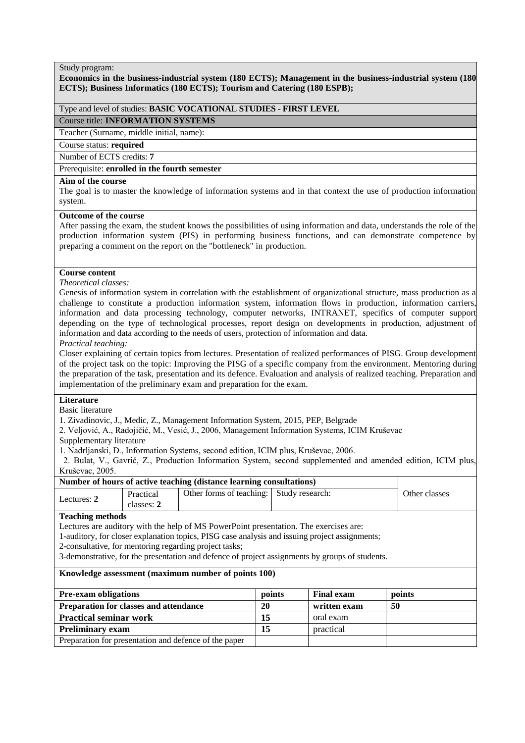Study program:
**Economics in the business-industrial system (180 ECTS); Management in the business-industrial system (180 ECTS); Business Informatics (180 ECTS); Tourism and Catering (180 ESPB);**

Type and level of studies: **BASIC VOCATIONAL STUDIES - FIRST LEVEL**

Course title: **INFORMATION SYSTEMS**

Teacher (Surname, middle initial, name):

Course status: **required**

Number of ECTS credits: **7**

Prerequisite: **enrolled in the fourth semester**

**Aim of the course**

The goal is to master the knowledge of information systems and in that context the use of production information system.

**Outcome of the course**

After passing the exam, the student knows the possibilities of using information and data, understands the role of the production information system (PIS) in performing business functions, and can demonstrate competence by preparing a comment on the report on the "bottleneck" in production.

**Course content**

*Theoretical classes:*

Genesis of information system in correlation with the establishment of organizational structure, mass production as a challenge to constitute a production information system, information flows in production, information carriers, information and data processing technology, computer networks, INTRANET, specifics of computer support depending on the type of technological processes, report design on developments in production, adjustment of information and data according to the needs of users, protection of information and data.

*Practical teaching:*

Closer explaining of certain topics from lectures. Presentation of realized performances of PISG. Group development of the project task on the topic: Improving the PISG of a specific company from the environment. Mentoring during the preparation of the task, presentation and its defence. Evaluation and analysis of realized teaching. Preparation and implementation of the preliminary exam and preparation for the exam.

**Literature**

Basic literature

1. Zivadinovic, J., Medic, Z., Management Information System, 2015, PEP, Belgrade
2. Veljović, A., Radojičić, M., Vesić, J., 2006, Management Information Systems, ICIM Kruševac

Supplementary literature

1. Nadrljanski, Đ., Information Systems, second edition, ICIM plus, Kruševac, 2006.
2. Bulat, V., Gavrić, Z., Production Information System, second supplemented and amended edition, ICIM plus, Kruševac, 2005.

| Number of hours of active teaching (distance learning consultations) | | | | Other classes |
|---|---|---|---|---|
| Lectures: **2** | Practical classes: **2** | Other forms of teaching: | Study research: | |

**Teaching methods**

Lectures are auditory with the help of MS PowerPoint presentation. The exercises are:

1-auditory, for closer explanation topics, PISG case analysis and issuing project assignments;

2-consultative, for mentoring regarding project tasks;

3-demonstrative, for the presentation and defence of project assignments by groups of students.

**Knowledge assessment (maximum number of points 100)**

| **Pre-exam obligations** | **points** | **Final exam** | **points** |
|---|---|---|---|
| **Preparation for classes and attendance** | **20** | **written exam** | **50** |
| **Practical seminar work** | **15** | oral exam | |
| **Preliminary exam** | **15** | practical | |
| Preparation for presentation and defence of the paper | | | |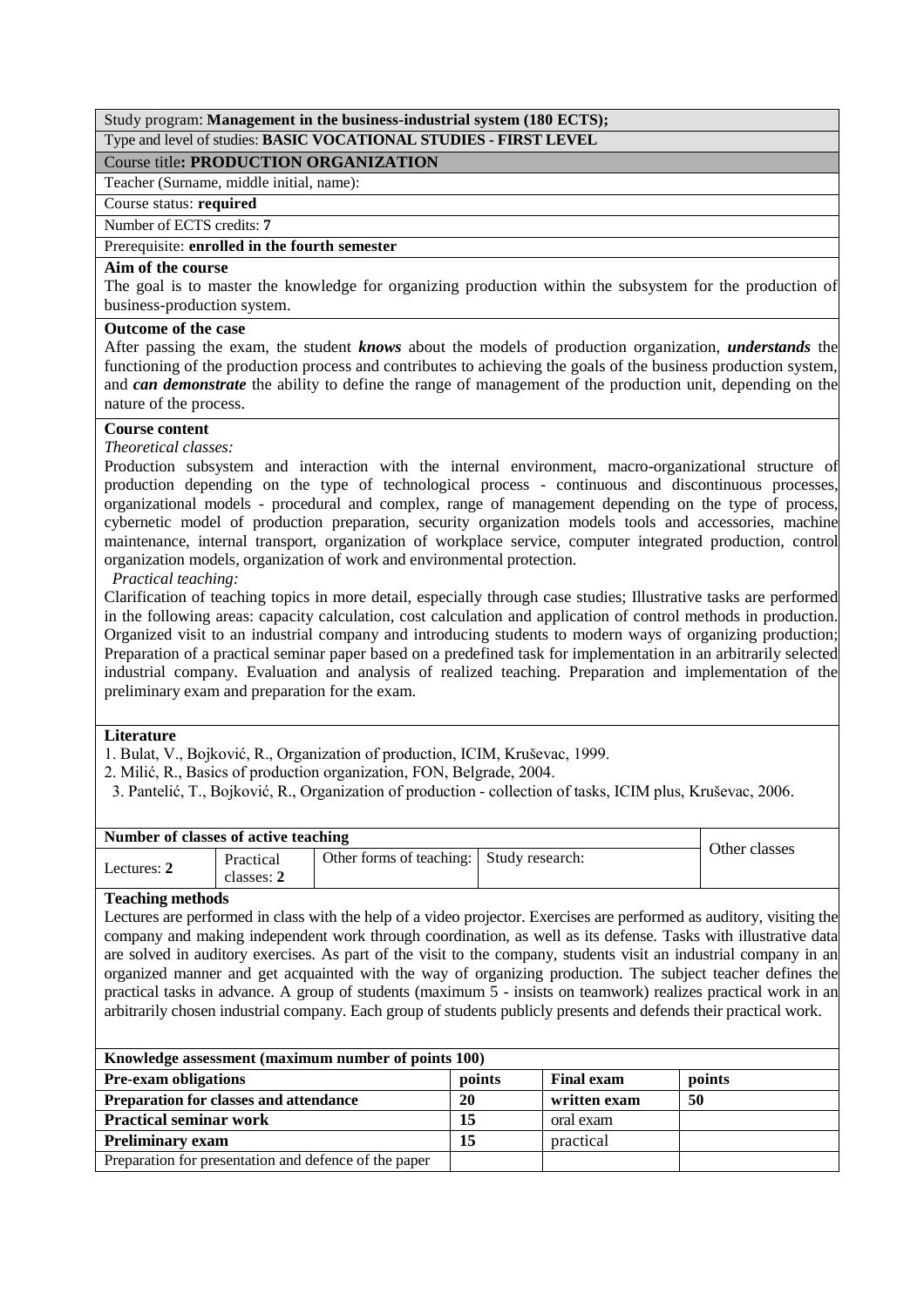Study program: **Management in the business-industrial system (180 ECTS);**

Type and level of studies: **BASIC VOCATIONAL STUDIES - FIRST LEVEL**

Course title**: PRODUCTION ORGANIZATION**

Teacher (Surname, middle initial, name):

Course status: **required**

Number of ECTS credits: **7**

Prerequisite: **enrolled in the fourth semester**

**Aim of the course**

The goal is to master the knowledge for organizing production within the subsystem for the production of business-production system.

**Outcome of the case**

After passing the exam, the student ***knows*** about the models of production organization, ***understands*** the functioning of the production process and contributes to achieving the goals of the business production system, and ***can demonstrate*** the ability to define the range of management of the production unit, depending on the nature of the process.

**Course content**

*Theoretical classes:*

Production subsystem and interaction with the internal environment, macro-organizational structure of production depending on the type of technological process - continuous and discontinuous processes, organizational models - procedural and complex, range of management depending on the type of process, cybernetic model of production preparation, security organization models tools and accessories, machine maintenance, internal transport, organization of workplace service, computer integrated production, control organization models, organization of work and environmental protection.

*Practical teaching:*

Clarification of teaching topics in more detail, especially through case studies; Illustrative tasks are performed in the following areas: capacity calculation, cost calculation and application of control methods in production. Organized visit to an industrial company and introducing students to modern ways of organizing production; Preparation of a practical seminar paper based on a predefined task for implementation in an arbitrarily selected industrial company. Evaluation and analysis of realized teaching. Preparation and implementation of the preliminary exam and preparation for the exam.

**Literature**

1. Bulat, V., Bojković, R., Organization of production, ICIM, Kruševac, 1999.
2. Milić, R., Basics of production organization, FON, Belgrade, 2004.
3. Pantelić, T., Bojković, R., Organization of production - collection of tasks, ICIM plus, Kruševac, 2006.

| **Number of classes of active teaching** | | | | Other classes |
|---|---|---|---|---|
| Lectures: **2** | Practical classes: **2** | Other forms of teaching: | Study research: | |

**Teaching methods**

Lectures are performed in class with the help of a video projector. Exercises are performed as auditory, visiting the company and making independent work through coordination, as well as its defense. Tasks with illustrative data are solved in auditory exercises. As part of the visit to the company, students visit an industrial company in an organized manner and get acquainted with the way of organizing production. The subject teacher defines the practical tasks in advance. A group of students (maximum 5 - insists on teamwork) realizes practical work in an arbitrarily chosen industrial company. Each group of students publicly presents and defends their practical work.

| **Knowledge assessment (maximum number of points 100)** | | | |
|---|---|---|---|
| **Pre-exam obligations** | **points** | **Final exam** | **points** |
| **Preparation for classes and attendance** | **20** | **written exam** | **50** |
| **Practical seminar work** | **15** | oral exam | |
| **Preliminary exam** | **15** | practical | |
| Preparation for presentation and defence of the paper | | | |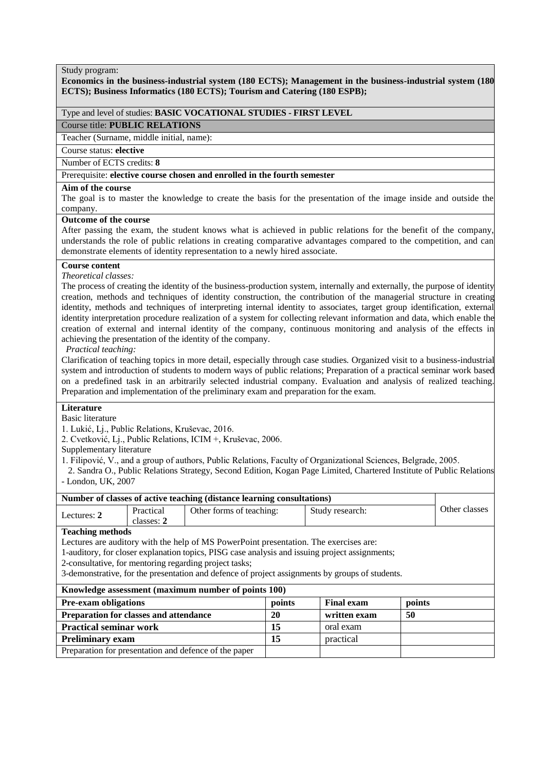Study program:
**Economics in the business-industrial system (180 ECTS); Management in the business-industrial system (180 ECTS); Business Informatics (180 ECTS); Tourism and Catering (180 ESPB);**

Type and level of studies: **BASIC VOCATIONAL STUDIES - FIRST LEVEL**

Course title: **PUBLIC RELATIONS**

Teacher (Surname, middle initial, name):

Course status: **elective**

Number of ECTS credits: **8**

Prerequisite: **elective course chosen and enrolled in the fourth semester**

**Aim of the course**

The goal is to master the knowledge to create the basis for the presentation of the image inside and outside the company.

**Outcome of the course**

After passing the exam, the student knows what is achieved in public relations for the benefit of the company, understands the role of public relations in creating comparative advantages compared to the competition, and can demonstrate elements of identity representation to a newly hired associate.

**Course content**

*Theoretical classes:*

The process of creating the identity of the business-production system, internally and externally, the purpose of identity creation, methods and techniques of identity construction, the contribution of the managerial structure in creating identity, methods and techniques of interpreting internal identity to associates, target group identification, external identity interpretation procedure realization of a system for collecting relevant information and data, which enable the creation of external and internal identity of the company, continuous monitoring and analysis of the effects in achieving the presentation of the identity of the company.

*Practical teaching:*

Clarification of teaching topics in more detail, especially through case studies. Organized visit to a business-industrial system and introduction of students to modern ways of public relations; Preparation of a practical seminar work based on a predefined task in an arbitrarily selected industrial company. Evaluation and analysis of realized teaching. Preparation and implementation of the preliminary exam and preparation for the exam.

**Literature**

Basic literature

1. Lukić, Lj., Public Relations, Kruševac, 2016.
2. Cvetković, Lj., Public Relations, ICIM +, Kruševac, 2006.

Supplementary literature

1. Filipović, V., and a group of authors, Public Relations, Faculty of Organizational Sciences, Belgrade, 2005.
2. Sandra O., Public Relations Strategy, Second Edition, Kogan Page Limited, Chartered Institute of Public Relations - London, UK, 2007

| **Number of classes of active teaching (distance learning consultations)** | | | | Other classes |
|---|---|---|---|---|
| Lectures: **2** | Practical classes: **2** | Other forms of teaching: | Study research: | |

**Teaching methods**

Lectures are auditory with the help of MS PowerPoint presentation. The exercises are:

1-auditory, for closer explanation topics, PISG case analysis and issuing project assignments;
2-consultative, for mentoring regarding project tasks;
3-demonstrative, for the presentation and defence of project assignments by groups of students.

| **Knowledge assessment (maximum number of points 100)** | | | |
|---|---|---|---|
| **Pre-exam obligations** | **points** | **Final exam** | **points** |
| **Preparation for classes and attendance** | **20** | **written exam** | **50** |
| **Practical seminar work** | **15** | oral exam | |
| **Preliminary exam** | **15** | practical | |
| Preparation for presentation and defence of the paper | | | |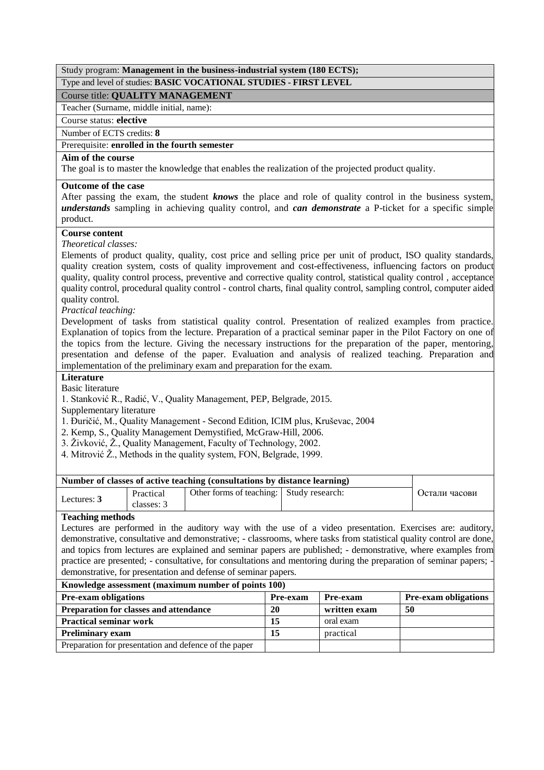Study program: **Management in the business-industrial system (180 ECTS);**

Type and level of studies: **BASIC VOCATIONAL STUDIES - FIRST LEVEL**

Course title: **QUALITY MANAGEMENT**

Teacher (Surname, middle initial, name):

Course status: **elective**

Number of ECTS credits: **8**

Prerequisite: **enrolled in the fourth semester**

**Aim of the course**

The goal is to master the knowledge that enables the realization of the projected product quality.

**Outcome of the case**

After passing the exam, the student ***knows*** the place and role of quality control in the business system, ***understands*** sampling in achieving quality control, and ***can demonstrate*** a P-ticket for a specific simple product.

**Course content**

*Theoretical classes:*

Elements of product quality, quality, cost price and selling price per unit of product, ISO quality standards, quality creation system, costs of quality improvement and cost-effectiveness, influencing factors on product quality, quality control process, preventive and corrective quality control, statistical quality control , acceptance quality control, procedural quality control - control charts, final quality control, sampling control, computer aided quality control.

*Practical teaching:*

Development of tasks from statistical quality control. Presentation of realized examples from practice. Explanation of topics from the lecture. Preparation of a practical seminar paper in the Pilot Factory on one of the topics from the lecture. Giving the necessary instructions for the preparation of the paper, mentoring, presentation and defense of the paper. Evaluation and analysis of realized teaching. Preparation and implementation of the preliminary exam and preparation for the exam.

**Literature**

Basic literature

1. Stanković R., Radić, V., Quality Management, PEP, Belgrade, 2015.

Supplementary literature

1. Đuričić, M., Quality Management - Second Edition, ICIM plus, Kruševac, 2004
2. Kemp, S., Quality Management Demystified, McGraw-Hill, 2006.
3. Živković, Ž., Quality Management, Faculty of Technology, 2002.
4. Mitrović Ž., Methods in the quality system, FON, Belgrade, 1999.

| **Number of classes of active teaching (consultations by distance learning)** | | | | Остали часови |
|---|---|---|---|---|
| Lectures: **3** | Practical classes: 3 | Other forms of teaching: | Study research: | |

**Teaching methods**

Lectures are performed in the auditory way with the use of a video presentation. Exercises are: auditory, demonstrative, consultative and demonstrative; - classrooms, where tasks from statistical quality control are done, and topics from lectures are explained and seminar papers are published; - demonstrative, where examples from practice are presented; - consultative, for consultations and mentoring during the preparation of seminar papers; - demonstrative, for presentation and defense of seminar papers.

| **Knowledge assessment (maximum number of points 100)** | | | |
|---|---|---|---|
| **Pre-exam obligations** | **Pre-exam** | **Pre-exam** | **Pre-exam obligations** |
| **Preparation for classes and attendance** | **20** | **written exam** | **50** |
| **Practical seminar work** | **15** | oral exam | |
| **Preliminary exam** | **15** | practical | |
| Preparation for presentation and defence of the paper | | | |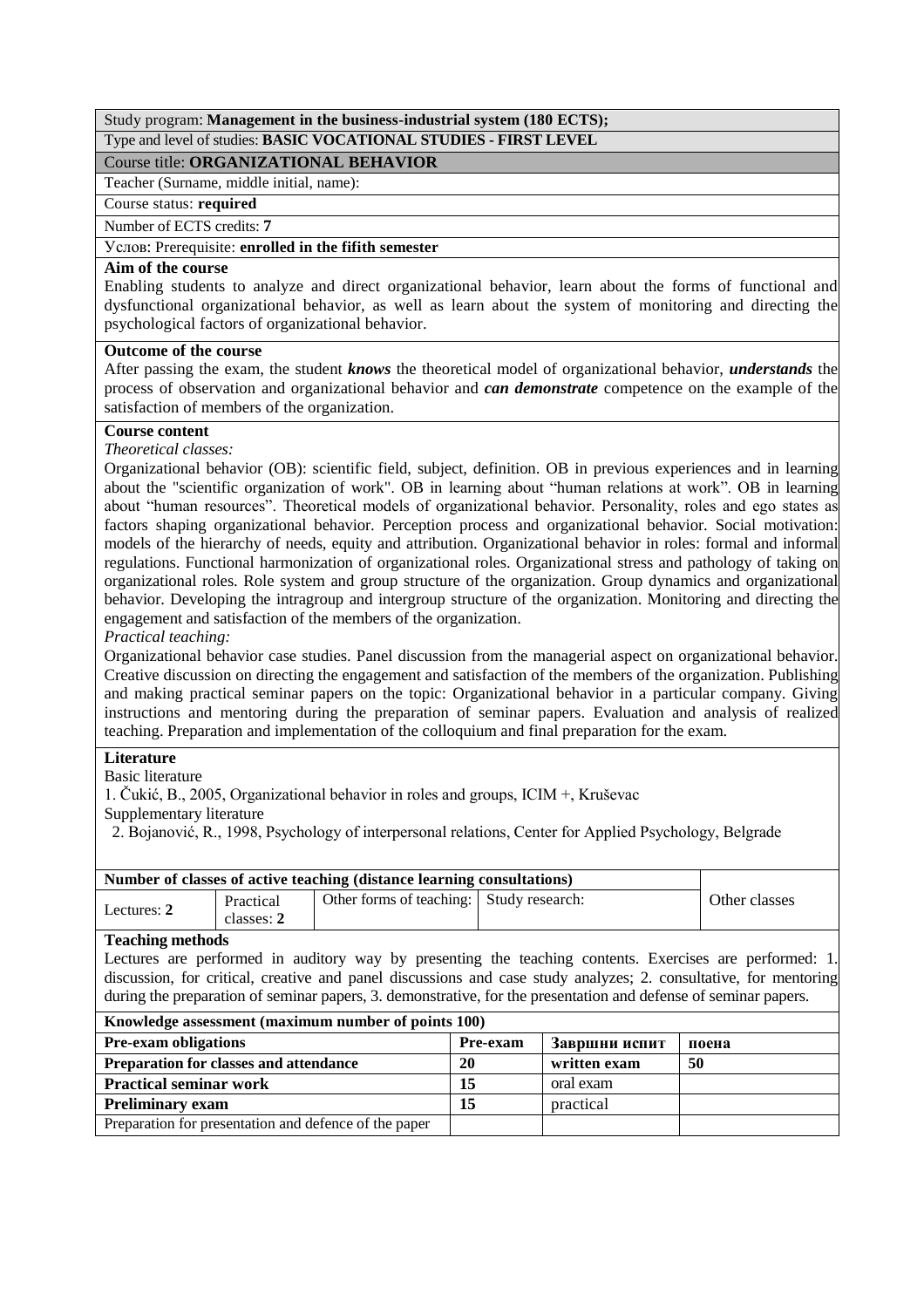Study program: **Management in the business-industrial system (180 ECTS);**

Type and level of studies: **BASIC VOCATIONAL STUDIES - FIRST LEVEL**

Course title: **ORGANIZATIONAL BEHAVIOR**

Teacher (Surname, middle initial, name):

Course status: **required**

Number of ECTS credits: **7**

Услов: Prerequisite: **enrolled in the fifith semester**

**Aim of the course**

Enabling students to analyze and direct organizational behavior, learn about the forms of functional and dysfunctional organizational behavior, as well as learn about the system of monitoring and directing the psychological factors of organizational behavior.

**Outcome of the course**

After passing the exam, the student ***knows*** the theoretical model of organizational behavior, ***understands*** the process of observation and organizational behavior and ***can demonstrate*** competence on the example of the satisfaction of members of the organization.

**Course content**

*Theoretical classes:*

Organizational behavior (OB): scientific field, subject, definition. OB in previous experiences and in learning about the "scientific organization of work". OB in learning about "human relations at work". OB in learning about "human resources". Theoretical models of organizational behavior. Personality, roles and ego states as factors shaping organizational behavior. Perception process and organizational behavior. Social motivation: models of the hierarchy of needs, equity and attribution. Organizational behavior in roles: formal and informal regulations. Functional harmonization of organizational roles. Organizational stress and pathology of taking on organizational roles. Role system and group structure of the organization. Group dynamics and organizational behavior. Developing the intragroup and intergroup structure of the organization. Monitoring and directing the engagement and satisfaction of the members of the organization.

*Practical teaching:*

Organizational behavior case studies. Panel discussion from the managerial aspect on organizational behavior. Creative discussion on directing the engagement and satisfaction of the members of the organization. Publishing and making practical seminar papers on the topic: Organizational behavior in a particular company. Giving instructions and mentoring during the preparation of seminar papers. Evaluation and analysis of realized teaching. Preparation and implementation of the colloquium and final preparation for the exam.

**Literature**

Basic literature

1. Čukić, B., 2005, Organizational behavior in roles and groups, ICIM +, Kruševac

Supplementary literature

2. Bojanović, R., 1998, Psychology of interpersonal relations, Center for Applied Psychology, Belgrade

| **Number of classes of active teaching (distance learning consultations)** | | | | Other classes |
|---|---|---|---|---|
| Lectures: **2** | Practical classes: **2** | Other forms of teaching: | Study research: | |

**Teaching methods**

Lectures are performed in auditory way by presenting the teaching contents. Exercises are performed: 1. discussion, for critical, creative and panel discussions and case study analyzes; 2. consultative, for mentoring during the preparation of seminar papers, 3. demonstrative, for the presentation and defense of seminar papers.

| **Knowledge assessment (maximum number of points 100)** | | | |
|---|---|---|---|
| **Pre-exam obligations** | **Pre-exam** | **Завршни испит** | **поена** |
| **Preparation for classes and attendance** | **20** | **written exam** | **50** |
| **Practical seminar work** | **15** | oral exam | |
| **Preliminary exam** | **15** | practical | |
| Preparation for presentation and defence of the paper | | | |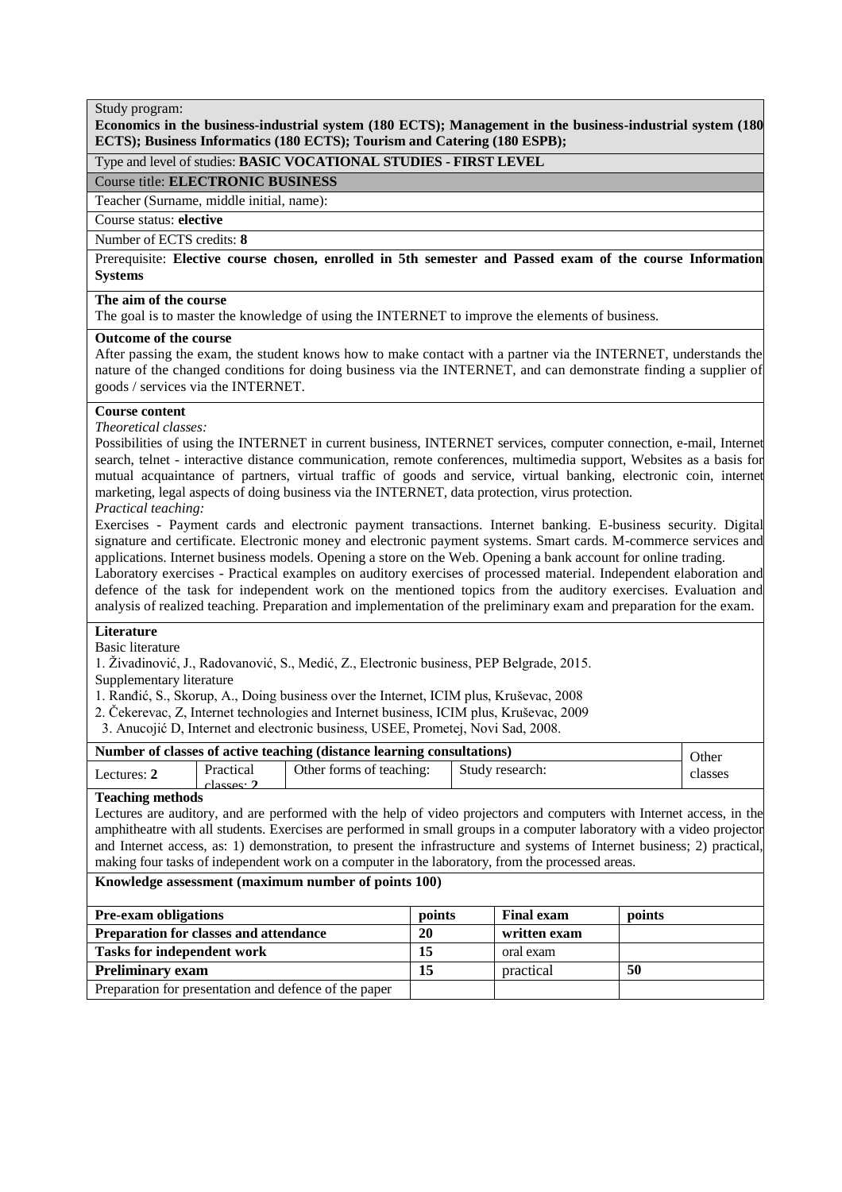Study program:
**Economics in the business-industrial system (180 ECTS); Management in the business-industrial system (180 ECTS); Business Informatics (180 ECTS); Tourism and Catering (180 ESPB);**

Type and level of studies: **BASIC VOCATIONAL STUDIES - FIRST LEVEL**

Course title: **ELECTRONIC BUSINESS**

Teacher (Surname, middle initial, name):

Course status: **elective**

Number of ECTS credits: **8**

Prerequisite: **Elective course chosen, enrolled in 5th semester and Passed exam of the course Information Systems**

**The aim of the course**

The goal is to master the knowledge of using the INTERNET to improve the elements of business.

**Outcome of the course**

After passing the exam, the student knows how to make contact with a partner via the INTERNET, understands the nature of the changed conditions for doing business via the INTERNET, and can demonstrate finding a supplier of goods / services via the INTERNET.

**Course content**

*Theoretical classes:*

Possibilities of using the INTERNET in current business, INTERNET services, computer connection, e-mail, Internet search, telnet - interactive distance communication, remote conferences, multimedia support, Websites as a basis for mutual acquaintance of partners, virtual traffic of goods and service, virtual banking, electronic coin, internet marketing, legal aspects of doing business via the INTERNET, data protection, virus protection.

*Practical teaching:*

Exercises - Payment cards and electronic payment transactions. Internet banking. E-business security. Digital signature and certificate. Electronic money and electronic payment systems. Smart cards. M-commerce services and applications. Internet business models. Opening a store on the Web. Opening a bank account for online trading.

Laboratory exercises - Practical examples on auditory exercises of processed material. Independent elaboration and defence of the task for independent work on the mentioned topics from the auditory exercises. Evaluation and analysis of realized teaching. Preparation and implementation of the preliminary exam and preparation for the exam.

**Literature**

Basic literature

1. Živadinović, J., Radovanović, S., Medić, Z., Electronic business, PEP Belgrade, 2015.

Supplementary literature

1. Ranđić, S., Skorup, A., Doing business over the Internet, ICIM plus, Kruševac, 2008
2. Čekerevac, Z, Internet technologies and Internet business, ICIM plus, Kruševac, 2009
3. Anucojić D, Internet and electronic business, USEE, Prometej, Novi Sad, 2008.

| Number of classes of active teaching (distance learning consultations) | | | | Other classes |
|---|---|---|---|---|
| Lectures: **2** | Practical classes: **2** | Other forms of teaching: | Study research: | |

**Teaching methods**

Lectures are auditory, and are performed with the help of video projectors and computers with Internet access, in the amphitheatre with all students. Exercises are performed in small groups in a computer laboratory with a video projector and Internet access, as: 1) demonstration, to present the infrastructure and systems of Internet business; 2) practical, making four tasks of independent work on a computer in the laboratory, from the processed areas.

**Knowledge assessment (maximum number of points 100)**

| Pre-exam obligations | points | Final exam | points |
|---|---|---|---|
| **Preparation for classes and attendance** | **20** | **written exam** | |
| **Tasks for independent work** | **15** | oral exam | |
| **Preliminary exam** | **15** | practical | **50** |
| Preparation for presentation and defence of the paper | | | |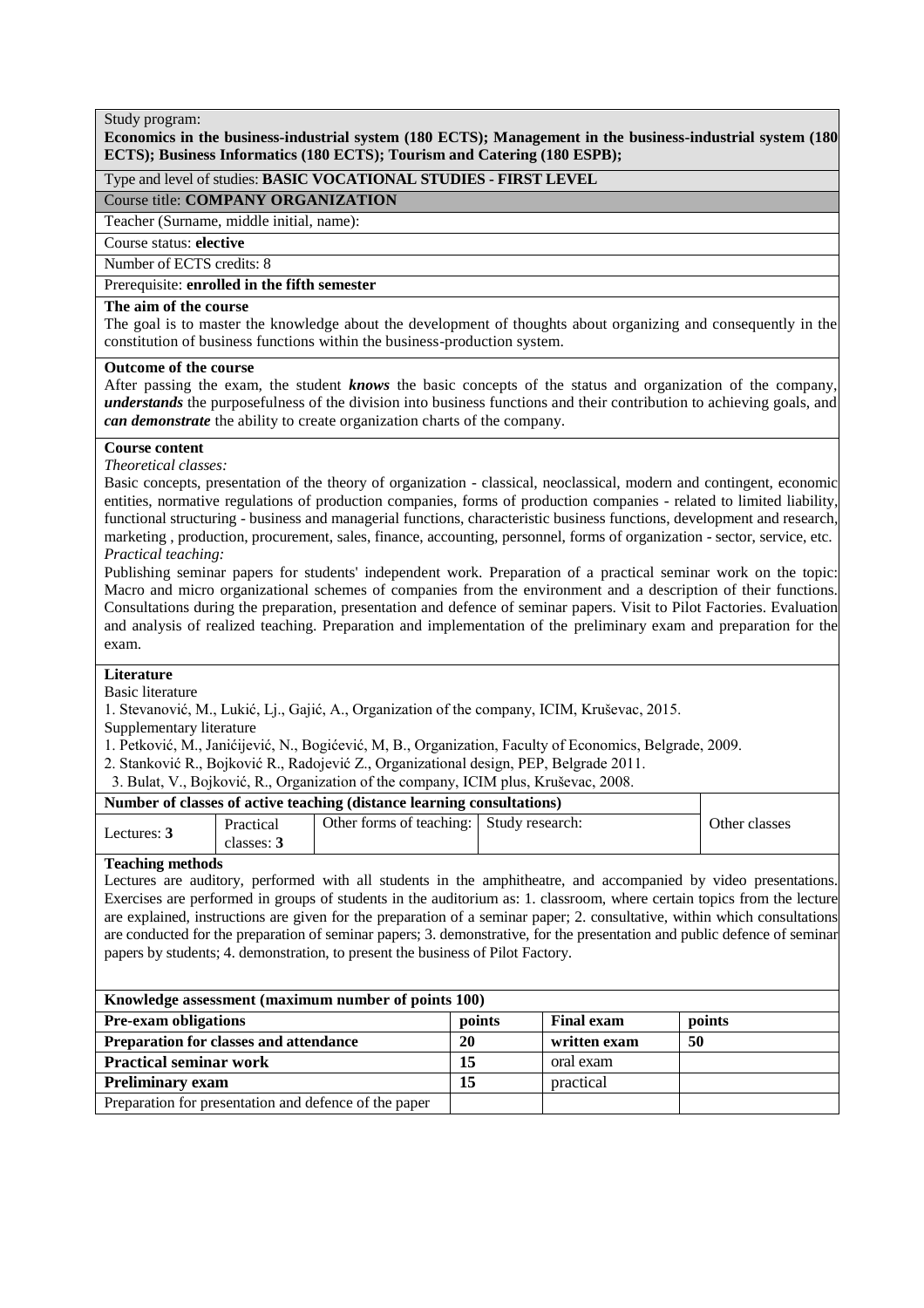Study program:
**Economics in the business-industrial system (180 ECTS); Management in the business-industrial system (180 ECTS); Business Informatics (180 ECTS); Tourism and Catering (180 ESPB);**

Type and level of studies: **BASIC VOCATIONAL STUDIES - FIRST LEVEL**

Course title: **COMPANY ORGANIZATION**

Teacher (Surname, middle initial, name):

Course status: **elective**

Number of ECTS credits: 8

Prerequisite: **enrolled in the fifth semester**

**The aim of the course**

The goal is to master the knowledge about the development of thoughts about organizing and consequently in the constitution of business functions within the business-production system.

**Outcome of the course**

After passing the exam, the student ***knows*** the basic concepts of the status and organization of the company, ***understands*** the purposefulness of the division into business functions and their contribution to achieving goals, and ***can demonstrate*** the ability to create organization charts of the company.

**Course content**

*Theoretical classes:*

Basic concepts, presentation of the theory of organization - classical, neoclassical, modern and contingent, economic entities, normative regulations of production companies, forms of production companies - related to limited liability, functional structuring - business and managerial functions, characteristic business functions, development and research, marketing , production, procurement, sales, finance, accounting, personnel, forms of organization - sector, service, etc.

*Practical teaching:*

Publishing seminar papers for students' independent work. Preparation of a practical seminar work on the topic: Macro and micro organizational schemes of companies from the environment and a description of their functions. Consultations during the preparation, presentation and defence of seminar papers. Visit to Pilot Factories. Evaluation and analysis of realized teaching. Preparation and implementation of the preliminary exam and preparation for the exam.

**Literature**

Basic literature

1. Stevanović, M., Lukić, Lj., Gajić, A., Organization of the company, ICIM, Kruševac, 2015.

Supplementary literature

1. Petković, M., Janićijević, N., Bogićević, M, B., Organization, Faculty of Economics, Belgrade, 2009.
2. Stanković R., Bojković R., Radojević Z., Organizational design, PEP, Belgrade 2011.
3. Bulat, V., Bojković, R., Organization of the company, ICIM plus, Kruševac, 2008.

| Number of classes of active teaching (distance learning consultations) | | | | Other classes |
|---|---|---|---|---|
| Lectures: **3** | Practical classes: **3** | Other forms of teaching: | Study research: | |

**Teaching methods**

Lectures are auditory, performed with all students in the amphitheatre, and accompanied by video presentations. Exercises are performed in groups of students in the auditorium as: 1. classroom, where certain topics from the lecture are explained, instructions are given for the preparation of a seminar paper; 2. consultative, within which consultations are conducted for the preparation of seminar papers; 3. demonstrative, for the presentation and public defence of seminar papers by students; 4. demonstration, to present the business of Pilot Factory.

| Knowledge assessment (maximum number of points 100) | | | |
|---|---|---|---|
| **Pre-exam obligations** | **points** | **Final exam** | **points** |
| **Preparation for classes and attendance** | **20** | **written exam** | **50** |
| **Practical seminar work** | **15** | oral exam | |
| **Preliminary exam** | **15** | practical | |
| Preparation for presentation and defence of the paper | | | |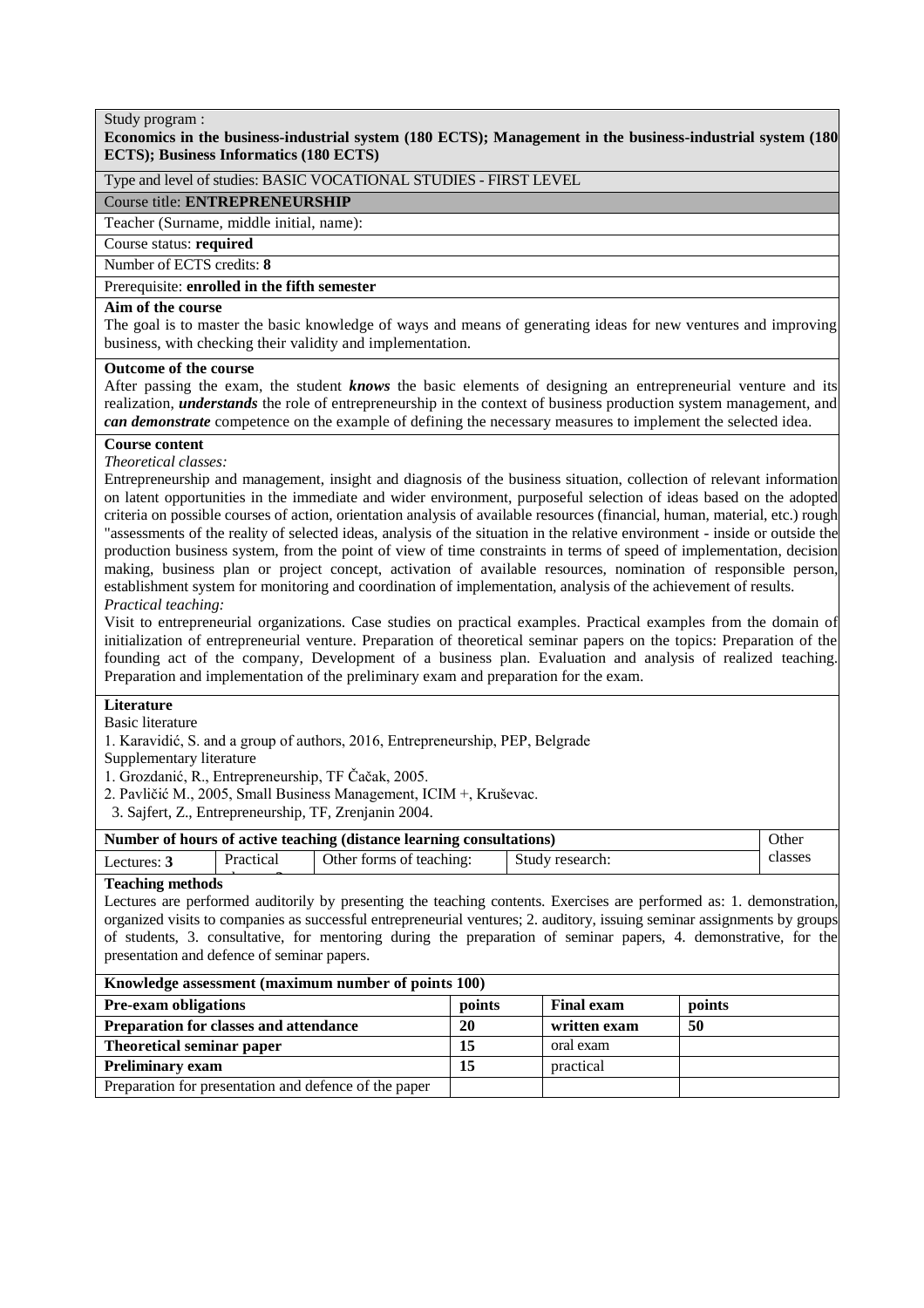Study program :

**Economics in the business-industrial system (180 ECTS); Management in the business-industrial system (180 ECTS); Business Informatics (180 ECTS)**

Type and level of studies: BASIC VOCATIONAL STUDIES - FIRST LEVEL

Course title: **ENTREPRENEURSHIP**

Teacher (Surname, middle initial, name):

Course status: **required**

Number of ECTS credits: **8**

Prerequisite: **enrolled in the fifth semester**

**Aim of the course**

The goal is to master the basic knowledge of ways and means of generating ideas for new ventures and improving business, with checking their validity and implementation.

**Outcome of the course**

After passing the exam, the student ***knows*** the basic elements of designing an entrepreneurial venture and its realization, ***understands*** the role of entrepreneurship in the context of business production system management, and ***can demonstrate*** competence on the example of defining the necessary measures to implement the selected idea.

**Course content**

*Theoretical classes:*

Entrepreneurship and management, insight and diagnosis of the business situation, collection of relevant information on latent opportunities in the immediate and wider environment, purposeful selection of ideas based on the adopted criteria on possible courses of action, orientation analysis of available resources (financial, human, material, etc.) rough "assessments of the reality of selected ideas, analysis of the situation in the relative environment - inside or outside the production business system, from the point of view of time constraints in terms of speed of implementation, decision making, business plan or project concept, activation of available resources, nomination of responsible person, establishment system for monitoring and coordination of implementation, analysis of the achievement of results.

*Practical teaching:*

Visit to entrepreneurial organizations. Case studies on practical examples. Practical examples from the domain of initialization of entrepreneurial venture. Preparation of theoretical seminar papers on the topics: Preparation of the founding act of the company, Development of a business plan. Evaluation and analysis of realized teaching. Preparation and implementation of the preliminary exam and preparation for the exam.

**Literature**

Basic literature

1. Karavidić, S. and a group of authors, 2016, Entrepreneurship, PEP, Belgrade

Supplementary literature

1. Grozdanić, R., Entrepreneurship, TF Čačak, 2005.
2. Pavličić M., 2005, Small Business Management, ICIM +, Kruševac.
3. Sajfert, Z., Entrepreneurship, TF, Zrenjanin 2004.

| Number of hours of active teaching (distance learning consultations) | | | | Other classes |
|---|---|---|---|---|
| Lectures: **3** | Practical classes: **3** | Other forms of teaching: | Study research: | |

**Teaching methods**

Lectures are performed auditorily by presenting the teaching contents. Exercises are performed as: 1. demonstration, organized visits to companies as successful entrepreneurial ventures; 2. auditory, issuing seminar assignments by groups of students, 3. consultative, for mentoring during the preparation of seminar papers, 4. demonstrative, for the presentation and defence of seminar papers.

| Knowledge assessment (maximum number of points 100) | | | |
|---|---|---|---|
| **Pre-exam obligations** | **points** | **Final exam** | **points** |
| **Preparation for classes and attendance** | **20** | **written exam** | **50** |
| **Theoretical seminar paper** | **15** | oral exam | |
| **Preliminary exam** | **15** | practical | |
| Preparation for presentation and defence of the paper | | | |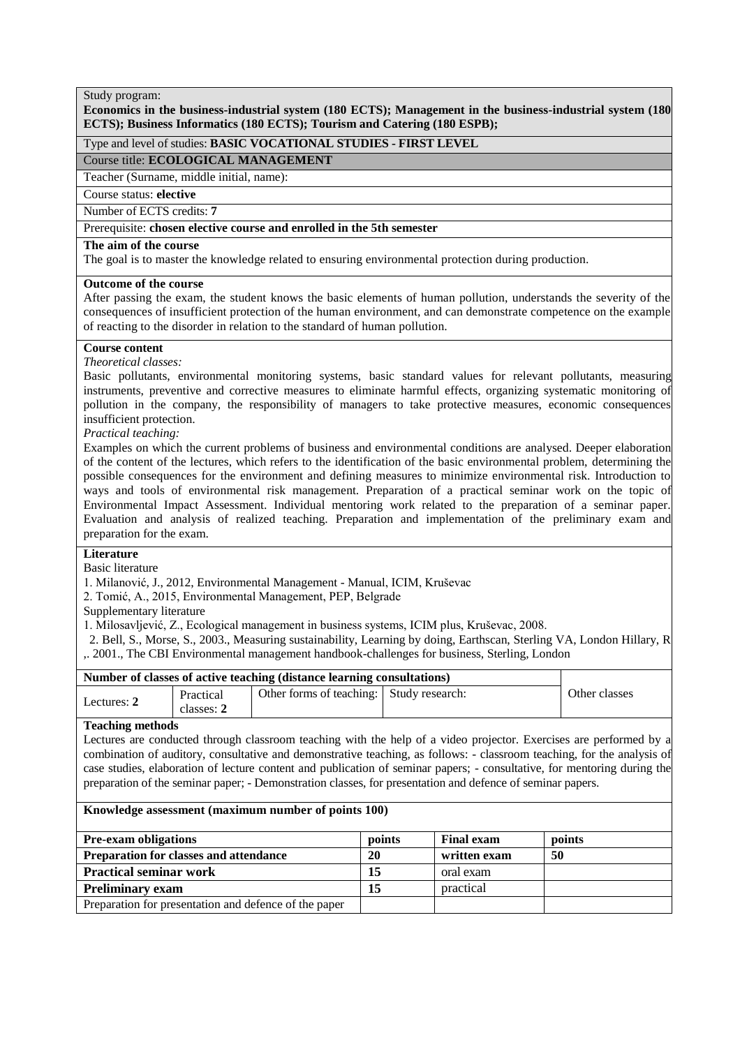Study program:
**Economics in the business-industrial system (180 ECTS); Management in the business-industrial system (180 ECTS); Business Informatics (180 ECTS); Tourism and Catering (180 ESPB);**

Type and level of studies: **BASIC VOCATIONAL STUDIES - FIRST LEVEL**

Course title: **ECOLOGICAL MANAGEMENT**

Teacher (Surname, middle initial, name):

Course status: **elective**

Number of ECTS credits: **7**

Prerequisite: **chosen elective course and enrolled in the 5th semester**

**The aim of the course**

The goal is to master the knowledge related to ensuring environmental protection during production.

**Outcome of the course**

After passing the exam, the student knows the basic elements of human pollution, understands the severity of the consequences of insufficient protection of the human environment, and can demonstrate competence on the example of reacting to the disorder in relation to the standard of human pollution.

**Course content**

*Theoretical classes:*

Basic pollutants, environmental monitoring systems, basic standard values for relevant pollutants, measuring instruments, preventive and corrective measures to eliminate harmful effects, organizing systematic monitoring of pollution in the company, the responsibility of managers to take protective measures, economic consequences insufficient protection.

*Practical teaching:*

Examples on which the current problems of business and environmental conditions are analysed. Deeper elaboration of the content of the lectures, which refers to the identification of the basic environmental problem, determining the possible consequences for the environment and defining measures to minimize environmental risk. Introduction to ways and tools of environmental risk management. Preparation of a practical seminar work on the topic of Environmental Impact Assessment. Individual mentoring work related to the preparation of a seminar paper. Evaluation and analysis of realized teaching. Preparation and implementation of the preliminary exam and preparation for the exam.

**Literature**

Basic literature

1. Milanović, J., 2012, Environmental Management - Manual, ICIM, Kruševac
2. Tomić, A., 2015, Environmental Management, PEP, Belgrade

Supplementary literature

1. Milosavljević, Z., Ecological management in business systems, ICIM plus, Kruševac, 2008.
2. Bell, S., Morse, S., 2003., Measuring sustainability, Learning by doing, Earthscan, Sterling VA, London Hillary, R ,. 2001., The CBI Environmental management handbook-challenges for business, Sterling, London

| Number of classes of active teaching (distance learning consultations) | | | | Other classes |
|---|---|---|---|---|
| Lectures: **2** | Practical classes: **2** | Other forms of teaching: | Study research: | |

**Teaching methods**

Lectures are conducted through classroom teaching with the help of a video projector. Exercises are performed by a combination of auditory, consultative and demonstrative teaching, as follows: - classroom teaching, for the analysis of case studies, elaboration of lecture content and publication of seminar papers; - consultative, for mentoring during the preparation of the seminar paper; - Demonstration classes, for presentation and defence of seminar papers.

**Knowledge assessment (maximum number of points 100)**

| Pre-exam obligations | points | Final exam | points |
|---|---|---|---|
| **Preparation for classes and attendance** | **20** | **written exam** | **50** |
| **Practical seminar work** | **15** | oral exam | |
| **Preliminary exam** | **15** | practical | |
| Preparation for presentation and defence of the paper | | | |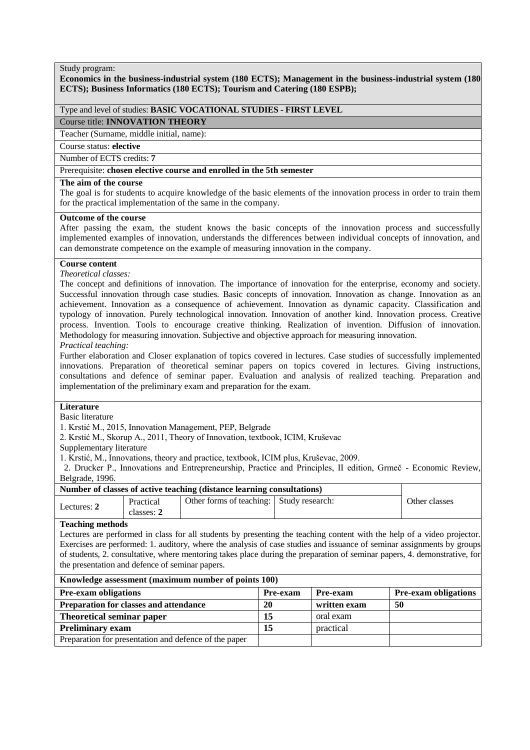Study program:
**Economics in the business-industrial system (180 ECTS); Management in the business-industrial system (180 ECTS); Business Informatics (180 ECTS); Tourism and Catering (180 ESPB);**

Type and level of studies: **BASIC VOCATIONAL STUDIES - FIRST LEVEL**

Course title: **INNOVATION THEORY**

Teacher (Surname, middle initial, name):

Course status: **elective**

Number of ECTS credits: **7**

Prerequisite: **chosen elective course and enrolled in the 5th semester**

**The aim of the course**

The goal is for students to acquire knowledge of the basic elements of the innovation process in order to train them for the practical implementation of the same in the company.

**Outcome of the course**

After passing the exam, the student knows the basic concepts of the innovation process and successfully implemented examples of innovation, understands the differences between individual concepts of innovation, and can demonstrate competence on the example of measuring innovation in the company.

**Course content**

*Theoretical classes:*

The concept and definitions of innovation. The importance of innovation for the enterprise, economy and society. Successful innovation through case studies. Basic concepts of innovation. Innovation as change. Innovation as an achievement. Innovation as a consequence of achievement. Innovation as dynamic capacity. Classification and typology of innovation. Purely technological innovation. Innovation of another kind. Innovation process. Creative process. Invention. Tools to encourage creative thinking. Realization of invention. Diffusion of innovation. Methodology for measuring innovation. Subjective and objective approach for measuring innovation.

*Practical teaching:*

Further elaboration and Closer explanation of topics covered in lectures. Case studies of successfully implemented innovations. Preparation of theoretical seminar papers on topics covered in lectures. Giving instructions, consultations and defence of seminar paper. Evaluation and analysis of realized teaching. Preparation and implementation of the preliminary exam and preparation for the exam.

**Literature**

Basic literature

1. Krstić M., 2015, Innovation Management, PEP, Belgrade
2. Krstić M., Skorup A., 2011, Theory of Innovation, textbook, ICIM, Kruševac

Supplementary literature

1. Krstić, M., Innovations, theory and practice, textbook, ICIM plus, Kruševac, 2009.
2. Drucker P., Innovations and Entrepreneurship, Practice and Principles, II edition, Grmeč - Economic Review, Belgrade, 1996.

| **Number of classes of active teaching (distance learning consultations)** | | | | Other classes |
|---|---|---|---|---|
| Lectures: **2** | Practical classes: **2** | Other forms of teaching: | Study research: | |

**Teaching methods**

Lectures are performed in class for all students by presenting the teaching content with the help of a video projector. Exercises are performed: 1. auditory, where the analysis of case studies and issuance of seminar assignments by groups of students, 2. consultative, where mentoring takes place during the preparation of seminar papers, 4. demonstrative, for the presentation and defence of seminar papers.

| **Knowledge assessment (maximum number of points 100)** | | | |
|---|---|---|---|
| **Pre-exam obligations** | **Pre-exam** | **Pre-exam** | **Pre-exam obligations** |
| **Preparation for classes and attendance** | **20** | **written exam** | **50** |
| **Theoretical seminar paper** | **15** | oral exam | |
| **Preliminary exam** | **15** | practical | |
| Preparation for presentation and defence of the paper | | | |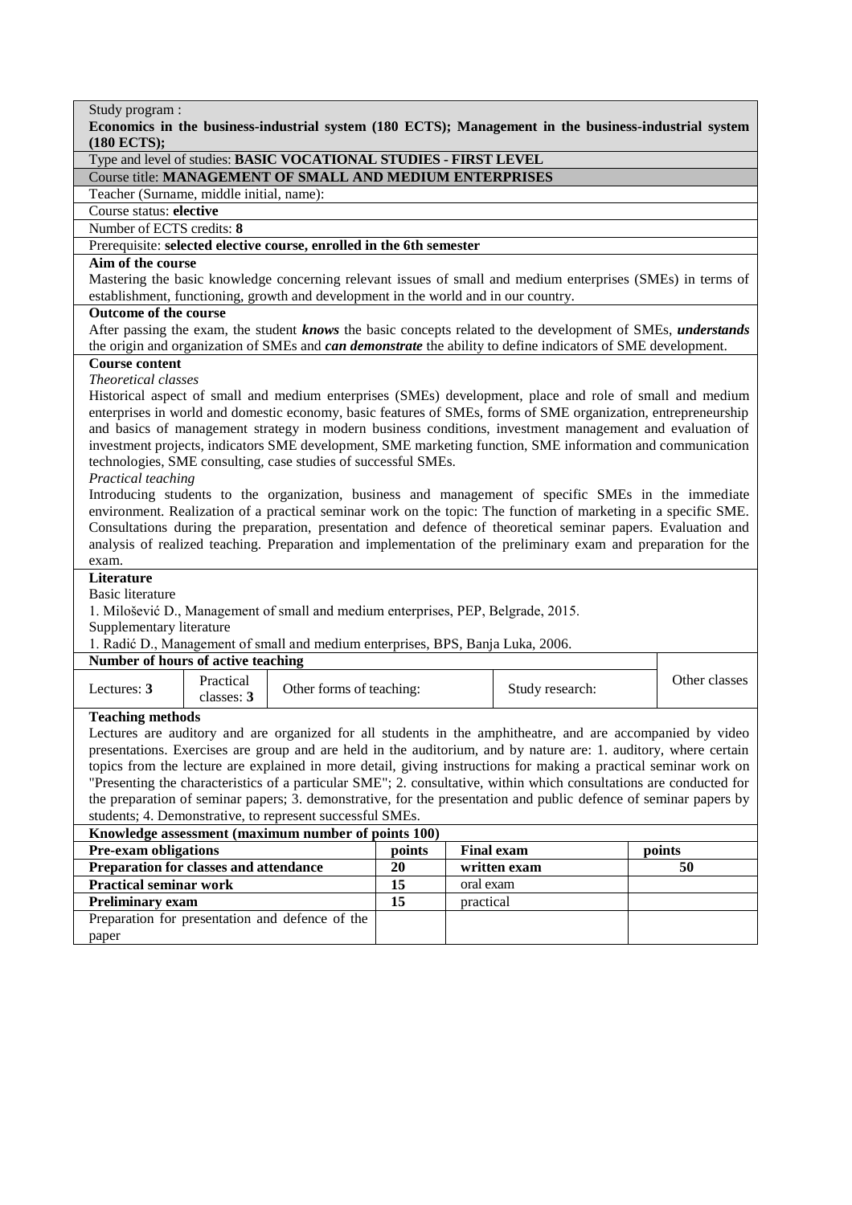Study program :
**Economics in the business-industrial system (180 ECTS); Management in the business-industrial system (180 ECTS);**

Type and level of studies: **BASIC VOCATIONAL STUDIES - FIRST LEVEL**

Course title: **MANAGEMENT OF SMALL AND MEDIUM ENTERPRISES**

Teacher (Surname, middle initial, name):

Course status: **elective**

Number of ECTS credits: **8**

Prerequisite: **selected elective course, enrolled in the 6th semester**

**Aim of the course**

Mastering the basic knowledge concerning relevant issues of small and medium enterprises (SMEs) in terms of establishment, functioning, growth and development in the world and in our country.

**Outcome of the course**

After passing the exam, the student ***knows*** the basic concepts related to the development of SMEs, ***understands*** the origin and organization of SMEs and ***can demonstrate*** the ability to define indicators of SME development.

**Course content**

*Theoretical classes*

Historical aspect of small and medium enterprises (SMEs) development, place and role of small and medium enterprises in world and domestic economy, basic features of SMEs, forms of SME organization, entrepreneurship and basics of management strategy in modern business conditions, investment management and evaluation of investment projects, indicators SME development, SME marketing function, SME information and communication technologies, SME consulting, case studies of successful SMEs.

*Practical teaching*

Introducing students to the organization, business and management of specific SMEs in the immediate environment. Realization of a practical seminar work on the topic: The function of marketing in a specific SME. Consultations during the preparation, presentation and defence of theoretical seminar papers. Evaluation and analysis of realized teaching. Preparation and implementation of the preliminary exam and preparation for the exam.

**Literature**

Basic literature

1. Milošević D., Management of small and medium enterprises, PEP, Belgrade, 2015.

Supplementary literature

1. Radić D., Management of small and medium enterprises, BPS, Banja Luka, 2006.

**Number of hours of active teaching**

| Lectures: **3** | Practical classes: **3** | Other forms of teaching: | Study research: | Other classes |
|---|---|---|---|---|

**Teaching methods**

Lectures are auditory and are organized for all students in the amphitheatre, and are accompanied by video presentations. Exercises are group and are held in the auditorium, and by nature are: 1. auditory, where certain topics from the lecture are explained in more detail, giving instructions for making a practical seminar work on "Presenting the characteristics of a particular SME"; 2. consultative, within which consultations are conducted for the preparation of seminar papers; 3. demonstrative, for the presentation and public defence of seminar papers by students; 4. Demonstrative, to represent successful SMEs.

**Knowledge assessment (maximum number of points 100)**

| **Pre-exam obligations** | **points** | **Final exam** | **points** |
|---|---|---|---|
| **Preparation for classes and attendance** | **20** | **written exam** | **50** |
| **Practical seminar work** | **15** | oral exam | |
| **Preliminary exam** | **15** | practical | |
| Preparation for presentation and defence of the paper | | | |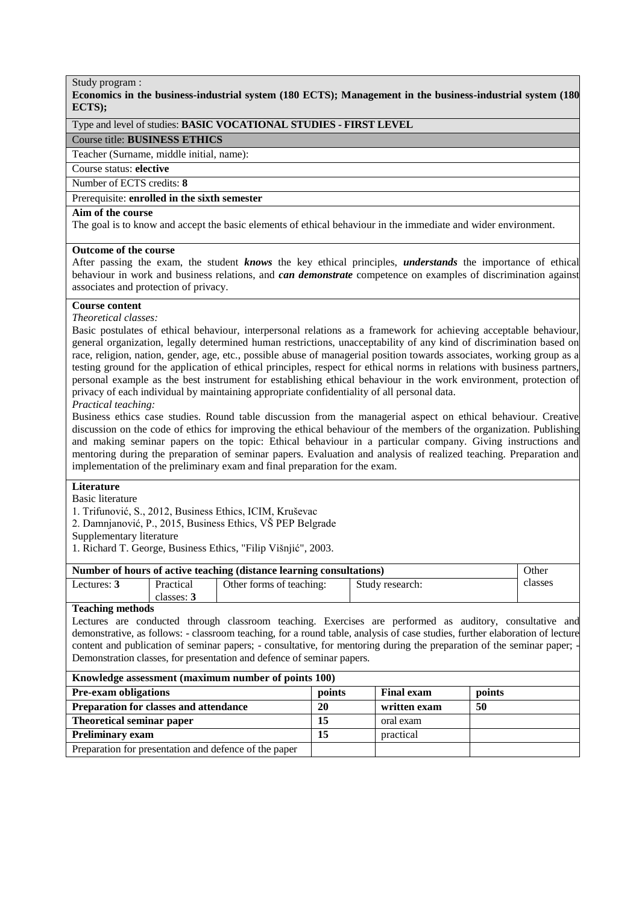Study program :

**Economics in the business-industrial system (180 ECTS); Management in the business-industrial system (180 ECTS);**

Type and level of studies: **BASIC VOCATIONAL STUDIES - FIRST LEVEL**

Course title: **BUSINESS ETHICS**

Teacher (Surname, middle initial, name):

Course status: **elective**

Number of ECTS credits: **8**

Prerequisite: **enrolled in the sixth semester**

**Aim of the course**

The goal is to know and accept the basic elements of ethical behaviour in the immediate and wider environment.

**Outcome of the course**

After passing the exam, the student ***knows*** the key ethical principles, ***understands*** the importance of ethical behaviour in work and business relations, and ***can demonstrate*** competence on examples of discrimination against associates and protection of privacy.

**Course content**

*Theoretical classes:*

Basic postulates of ethical behaviour, interpersonal relations as a framework for achieving acceptable behaviour, general organization, legally determined human restrictions, unacceptability of any kind of discrimination based on race, religion, nation, gender, age, etc., possible abuse of managerial position towards associates, working group as a testing ground for the application of ethical principles, respect for ethical norms in relations with business partners, personal example as the best instrument for establishing ethical behaviour in the work environment, protection of privacy of each individual by maintaining appropriate confidentiality of all personal data.

*Practical teaching:*

Business ethics case studies. Round table discussion from the managerial aspect on ethical behaviour. Creative discussion on the code of ethics for improving the ethical behaviour of the members of the organization. Publishing and making seminar papers on the topic: Ethical behaviour in a particular company. Giving instructions and mentoring during the preparation of seminar papers. Evaluation and analysis of realized teaching. Preparation and implementation of the preliminary exam and final preparation for the exam.

**Literature**

Basic literature

1. Trifunović, S., 2012, Business Ethics, ICIM, Kruševac
2. Damnjanović, P., 2015, Business Ethics, VŠ PEP Belgrade

Supplementary literature

1. Richard T. George, Business Ethics, "Filip Višnjić", 2003.

| **Number of hours of active teaching (distance learning consultations)** | | | | Other classes |
|---|---|---|---|---|
| Lectures: **3** | Practical classes: **3** | Other forms of teaching: | Study research: | |

**Teaching methods**

Lectures are conducted through classroom teaching. Exercises are performed as auditory, consultative and demonstrative, as follows: - classroom teaching, for a round table, analysis of case studies, further elaboration of lecture content and publication of seminar papers; - consultative, for mentoring during the preparation of the seminar paper; - Demonstration classes, for presentation and defence of seminar papers.

| **Knowledge assessment (maximum number of points 100)** | | | |
|---|---|---|---|
| **Pre-exam obligations** | **points** | **Final exam** | **points** |
| **Preparation for classes and attendance** | **20** | **written exam** | **50** |
| **Theoretical seminar paper** | **15** | oral exam | |
| **Preliminary exam** | **15** | practical | |
| Preparation for presentation and defence of the paper | | | |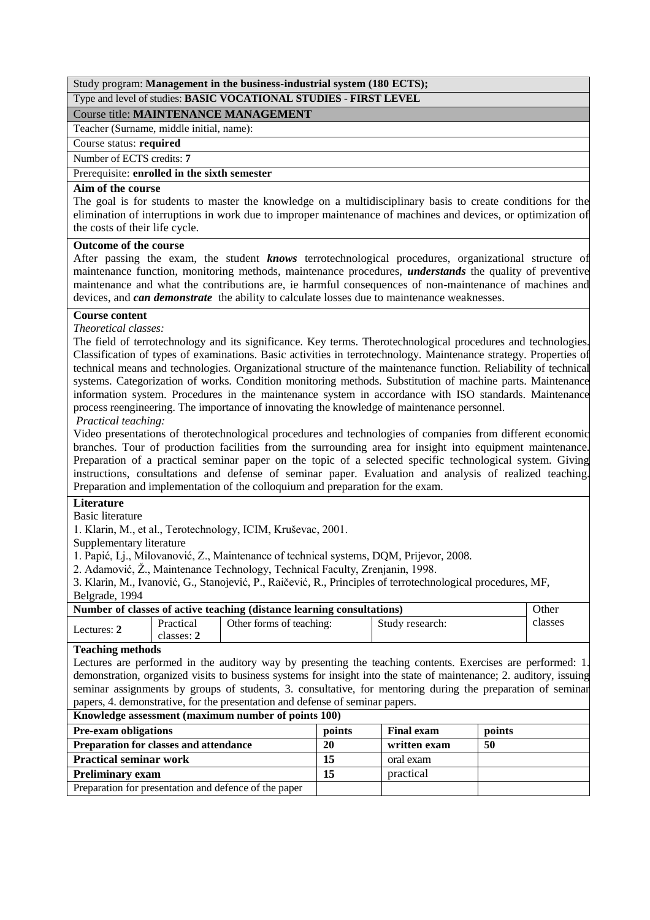Study program: **Management in the business-industrial system (180 ECTS);**

Type and level of studies: **BASIC VOCATIONAL STUDIES - FIRST LEVEL**

Course title: **MAINTENANCE MANAGEMENT**

Teacher (Surname, middle initial, name):

Course status: **required**

Number of ECTS credits: **7**

Prerequisite: **enrolled in the sixth semester**

**Aim of the course**

The goal is for students to master the knowledge on a multidisciplinary basis to create conditions for the elimination of interruptions in work due to improper maintenance of machines and devices, or optimization of the costs of their life cycle.

**Outcome of the course**

After passing the exam, the student ***knows*** terrotechnological procedures, organizational structure of maintenance function, monitoring methods, maintenance procedures, ***understands*** the quality of preventive maintenance and what the contributions are, ie harmful consequences of non-maintenance of machines and devices, and ***can demonstrate*** the ability to calculate losses due to maintenance weaknesses.

**Course content**

*Theoretical classes:*

The field of terrotechnology and its significance. Key terms. Therotechnological procedures and technologies. Classification of types of examinations. Basic activities in terrotechnology. Maintenance strategy. Properties of technical means and technologies. Organizational structure of the maintenance function. Reliability of technical systems. Categorization of works. Condition monitoring methods. Substitution of machine parts. Maintenance information system. Procedures in the maintenance system in accordance with ISO standards. Maintenance process reengineering. The importance of innovating the knowledge of maintenance personnel.

*Practical teaching:*

Video presentations of therotechnological procedures and technologies of companies from different economic branches. Tour of production facilities from the surrounding area for insight into equipment maintenance. Preparation of a practical seminar paper on the topic of a selected specific technological system. Giving instructions, consultations and defense of seminar paper. Evaluation and analysis of realized teaching. Preparation and implementation of the colloquium and preparation for the exam.

**Literature**

Basic literature

1. Klarin, M., et al., Terotechnology, ICIM, Kruševac, 2001.

Supplementary literature

1. Papić, Lj., Milovanović, Z., Maintenance of technical systems, DQM, Prijevor, 2008.
2. Adamović, Ž., Maintenance Technology, Technical Faculty, Zrenjanin, 1998.
3. Klarin, M., Ivanović, G., Stanojević, P., Raičević, R., Principles of terrotechnological procedures, MF, Belgrade, 1994

| **Number of classes of active teaching (distance learning consultations)** | | | | Other classes |
|---|---|---|---|---|
| Lectures: **2** | Practical classes: **2** | Other forms of teaching: | Study research: | |

**Teaching methods**

Lectures are performed in the auditory way by presenting the teaching contents. Exercises are performed: 1. demonstration, organized visits to business systems for insight into the state of maintenance; 2. auditory, issuing seminar assignments by groups of students, 3. consultative, for mentoring during the preparation of seminar papers, 4. demonstrative, for the presentation and defense of seminar papers.

**Knowledge assessment (maximum number of points 100)**

| **Pre-exam obligations** | **points** | **Final exam** | **points** |
|---|---|---|---|
| **Preparation for classes and attendance** | **20** | **written exam** | **50** |
| **Practical seminar work** | **15** | oral exam | |
| **Preliminary exam** | **15** | practical | |
| Preparation for presentation and defence of the paper | | | |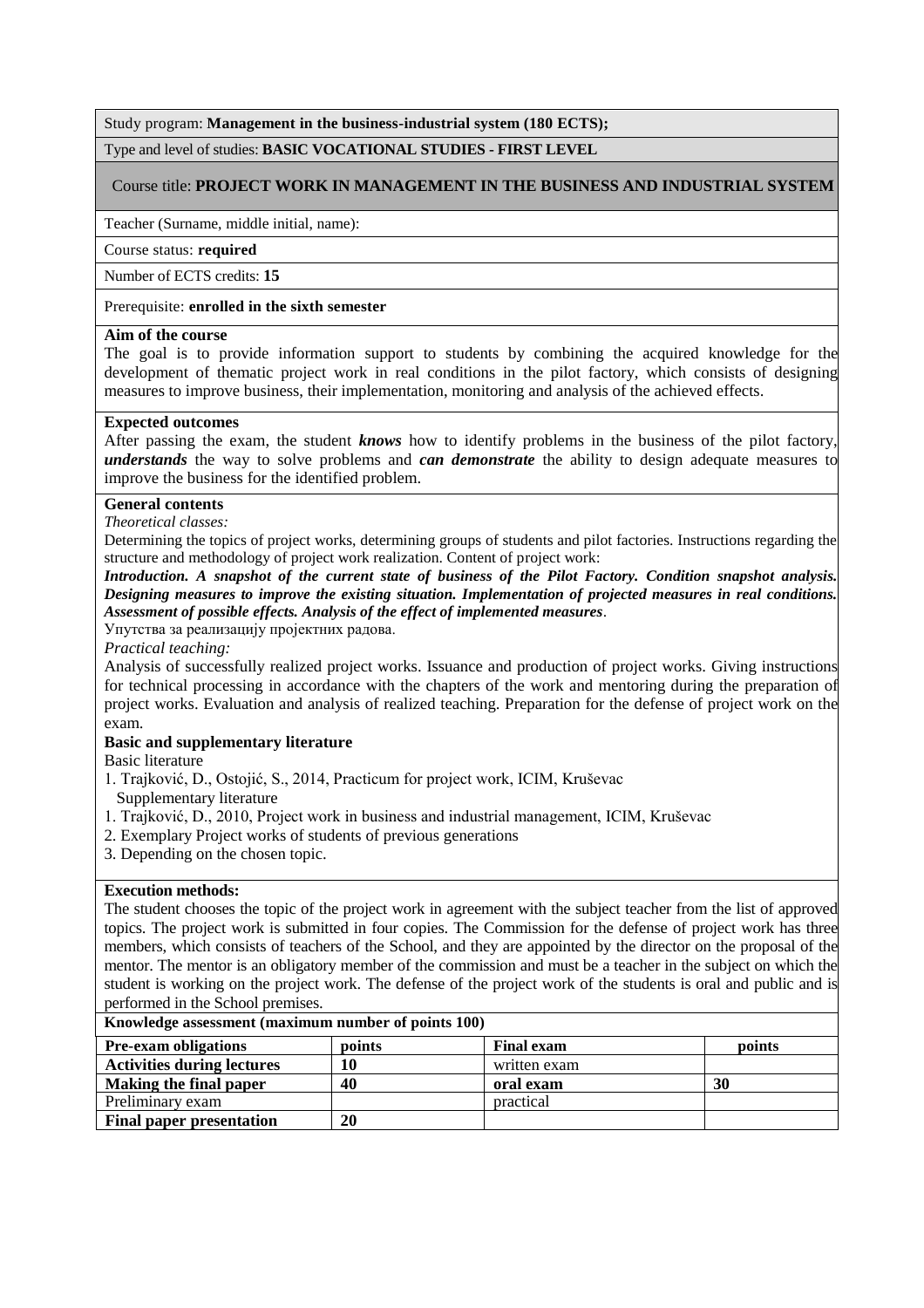Study program: **Management in the business-industrial system (180 ECTS);**

Type and level of studies: **BASIC VOCATIONAL STUDIES - FIRST LEVEL**

Course title: **PROJECT WORK IN MANAGEMENT IN THE BUSINESS AND INDUSTRIAL SYSTEM**

Teacher (Surname, middle initial, name):

Course status: **required**

Number of ECTS credits: **15**

Prerequisite: **enrolled in the sixth semester**

**Aim of the course**

The goal is to provide information support to students by combining the acquired knowledge for the development of thematic project work in real conditions in the pilot factory, which consists of designing measures to improve business, their implementation, monitoring and analysis of the achieved effects.

**Expected outcomes**

After passing the exam, the student ***knows*** how to identify problems in the business of the pilot factory, ***understands*** the way to solve problems and ***can demonstrate*** the ability to design adequate measures to improve the business for the identified problem.

**General contents**

*Theoretical classes:*

Determining the topics of project works, determining groups of students and pilot factories. Instructions regarding the structure and methodology of project work realization. Content of project work:

***Introduction. A snapshot of the current state of business of the Pilot Factory. Condition snapshot analysis. Designing measures to improve the existing situation. Implementation of projected measures in real conditions. Assessment of possible effects. Analysis of the effect of implemented measures***.

Упутства за реализацију пројектних радова.

*Practical teaching:*

Analysis of successfully realized project works. Issuance and production of project works. Giving instructions for technical processing in accordance with the chapters of the work and mentoring during the preparation of project works. Evaluation and analysis of realized teaching. Preparation for the defense of project work on the exam.

**Basic and supplementary literature**

Basic literature

1. Trajković, D., Ostojić, S., 2014, Practicum for project work, ICIM, Kruševac

Supplementary literature

1. Trajković, D., 2010, Project work in business and industrial management, ICIM, Kruševac
2. Exemplary Project works of students of previous generations
3. Depending on the chosen topic.

**Execution methods:**

The student chooses the topic of the project work in agreement with the subject teacher from the list of approved topics. The project work is submitted in four copies. The Commission for the defense of project work has three members, which consists of teachers of the School, and they are appointed by the director on the proposal of the mentor. The mentor is an obligatory member of the commission and must be a teacher in the subject on which the student is working on the project work. The defense of the project work of the students is oral and public and is performed in the School premises.

**Knowledge assessment (maximum number of points 100)**

| **Pre-exam obligations** | **points** | **Final exam** | **points** |
|---|---|---|---|
| **Activities during lectures** | **10** | written exam | |
| **Making the final paper** | **40** | **oral exam** | **30** |
| Preliminary exam | | practical | |
| **Final paper presentation** | **20** | | |